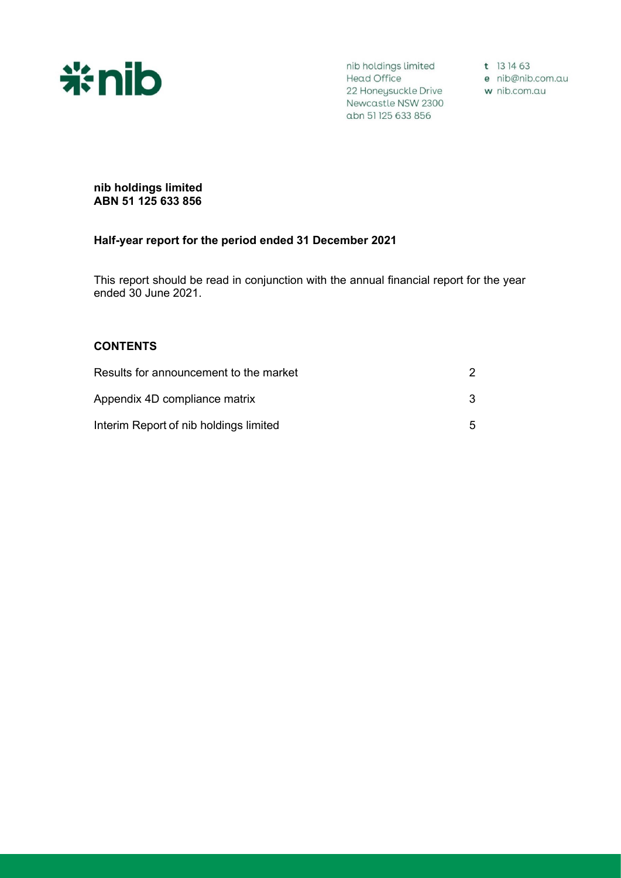nib holdings limited
Head Office
22 Honeysuckle Drive
Newcastle NSW 2300
abn 51 125 633 856

t 13 14 63
e nib@nib.com.au
w nib.com.au

**nib holdings limited**
**ABN 51 125 633 856**

**Half-year report for the period ended 31 December 2021**

This report should be read in conjunction with the annual financial report for the year ended 30 June 2021.

**CONTENTS**

| | |
|---|---|
| Results for announcement to the market | 2 |
| Appendix 4D compliance matrix | 3 |
| Interim Report of nib holdings limited | 5 |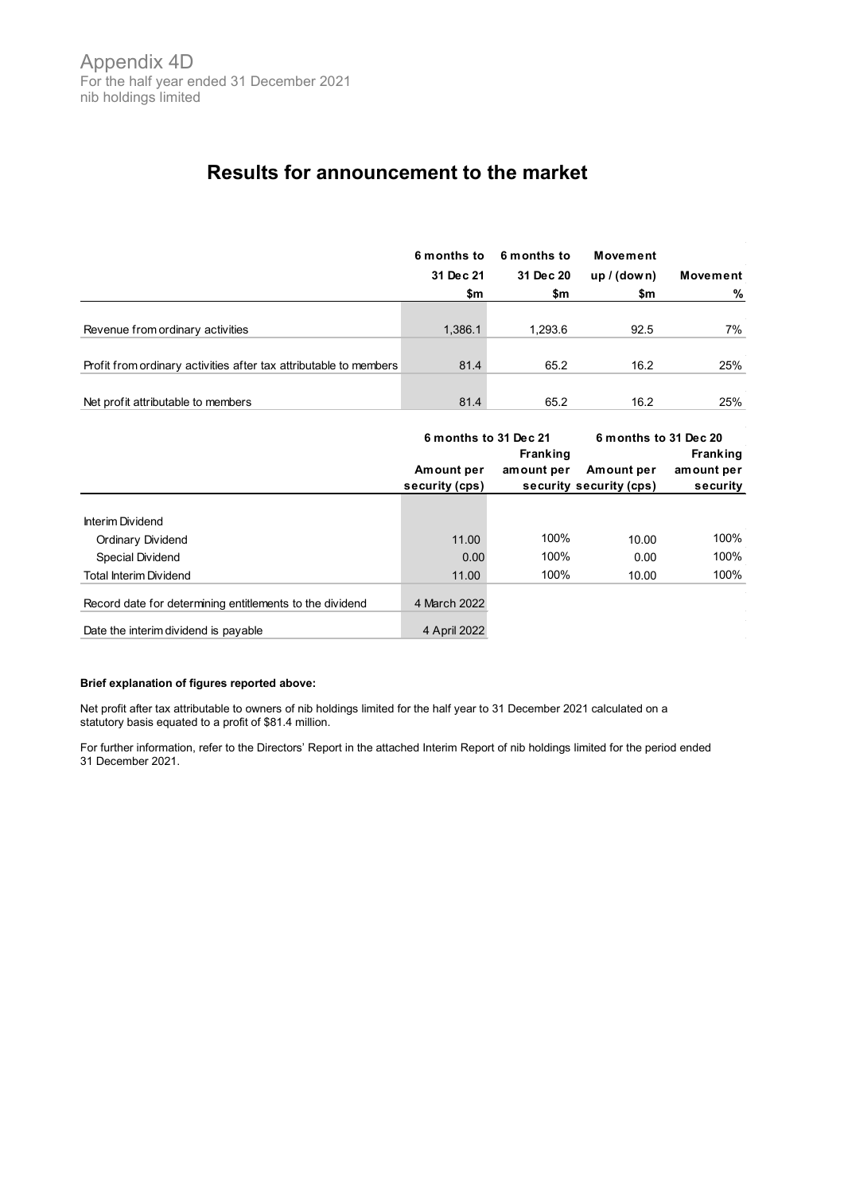Appendix 4D
For the half year ended 31 December 2021
nib holdings limited

# Results for announcement to the market

| | 6 months to 31 Dec 21 $m | 6 months to 31 Dec 20 $m | Movement up / (down) $m | Movement % |
|---|---|---|---|---|
| Revenue from ordinary activities | 1,386.1 | 1,293.6 | 92.5 | 7% |
| Profit from ordinary activities after tax attributable to members | 81.4 | 65.2 | 16.2 | 25% |
| Net profit attributable to members | 81.4 | 65.2 | 16.2 | 25% |

| | 6 months to 31 Dec 21 | | 6 months to 31 Dec 20 | |
|---|---|---|---|---|
| | Amount per security (cps) | Franking amount per security | Amount per security (cps) | Franking amount per security |
| Interim Dividend | | | | |
| Ordinary Dividend | 11.00 | 100% | 10.00 | 100% |
| Special Dividend | 0.00 | 100% | 0.00 | 100% |
| Total Interim Dividend | 11.00 | 100% | 10.00 | 100% |
| Record date for determining entitlements to the dividend | 4 March 2022 | | | |
| Date the interim dividend is payable | 4 April 2022 | | | |

**Brief explanation of figures reported above:**

Net profit after tax attributable to owners of nib holdings limited for the half year to 31 December 2021 calculated on a statutory basis equated to a profit of $81.4 million.

For further information, refer to the Directors' Report in the attached Interim Report of nib holdings limited for the period ended 31 December 2021.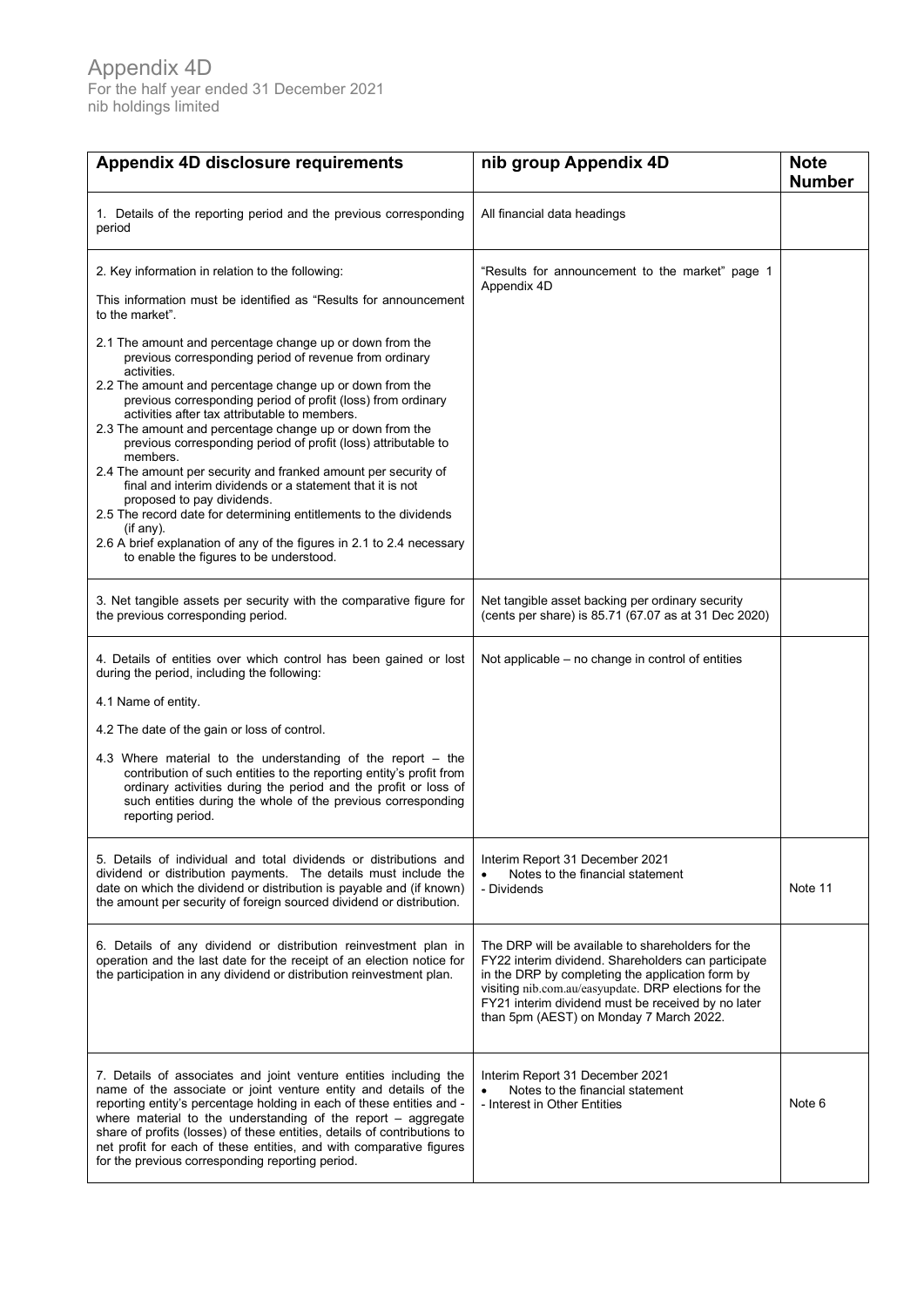# Appendix 4D

For the half year ended 31 December 2021
nib holdings limited

| Appendix 4D disclosure requirements | nib group Appendix 4D | Note Number |
|---|---|---|
| 1. Details of the reporting period and the previous corresponding period | All financial data headings | |
| 2. Key information in relation to the following:<br><br>This information must be identified as "Results for announcement to the market".<br><br>2.1 The amount and percentage change up or down from the previous corresponding period of revenue from ordinary activities.<br>2.2 The amount and percentage change up or down from the previous corresponding period of profit (loss) from ordinary activities after tax attributable to members.<br>2.3 The amount and percentage change up or down from the previous corresponding period of profit (loss) attributable to members.<br>2.4 The amount per security and franked amount per security of final and interim dividends or a statement that it is not proposed to pay dividends.<br>2.5 The record date for determining entitlements to the dividends (if any).<br>2.6 A brief explanation of any of the figures in 2.1 to 2.4 necessary to enable the figures to be understood. | "Results for announcement to the market" page 1 Appendix 4D | |
| 3. Net tangible assets per security with the comparative figure for the previous corresponding period. | Net tangible asset backing per ordinary security (cents per share) is 85.71 (67.07 as at 31 Dec 2020) | |
| 4. Details of entities over which control has been gained or lost during the period, including the following:<br><br>4.1 Name of entity.<br><br>4.2 The date of the gain or loss of control.<br><br>4.3 Where material to the understanding of the report – the contribution of such entities to the reporting entity's profit from ordinary activities during the period and the profit or loss of such entities during the whole of the previous corresponding reporting period. | Not applicable – no change in control of entities | |
| 5. Details of individual and total dividends or distributions and dividend or distribution payments. The details must include the date on which the dividend or distribution is payable and (if known) the amount per security of foreign sourced dividend or distribution. | Interim Report 31 December 2021<br>• Notes to the financial statement<br>- Dividends | Note 11 |
| 6. Details of any dividend or distribution reinvestment plan in operation and the last date for the receipt of an election notice for the participation in any dividend or distribution reinvestment plan. | The DRP will be available to shareholders for the FY22 interim dividend. Shareholders can participate in the DRP by completing the application form by visiting nib.com.au/easyupdate. DRP elections for the FY21 interim dividend must be received by no later than 5pm (AEST) on Monday 7 March 2022. | |
| 7. Details of associates and joint venture entities including the name of the associate or joint venture entity and details of the reporting entity's percentage holding in each of these entities and - where material to the understanding of the report – aggregate share of profits (losses) of these entities, details of contributions to net profit for each of these entities, and with comparative figures for the previous corresponding reporting period. | Interim Report 31 December 2021<br>• Notes to the financial statement<br>- Interest in Other Entities | Note 6 |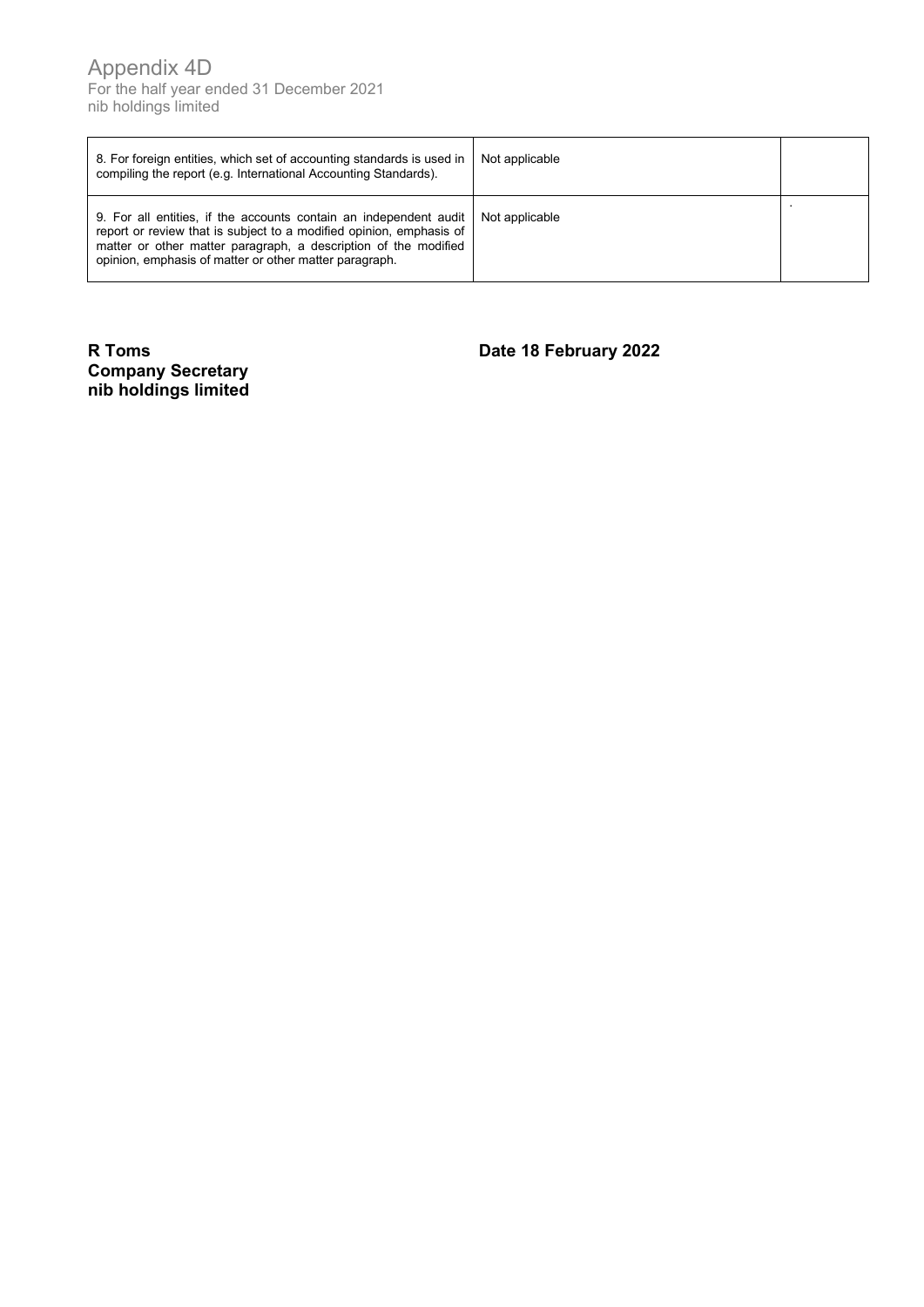# Appendix 4D

For the half year ended 31 December 2021
nib holdings limited

| | | |
|---|---|---|
| 8. For foreign entities, which set of accounting standards is used in compiling the report (e.g. International Accounting Standards). | Not applicable | |
| 9. For all entities, if the accounts contain an independent audit report or review that is subject to a modified opinion, emphasis of matter or other matter paragraph, a description of the modified opinion, emphasis of matter or other matter paragraph. | Not applicable | . |

**R Toms**
**Company Secretary**
**nib holdings limited**

**Date 18 February 2022**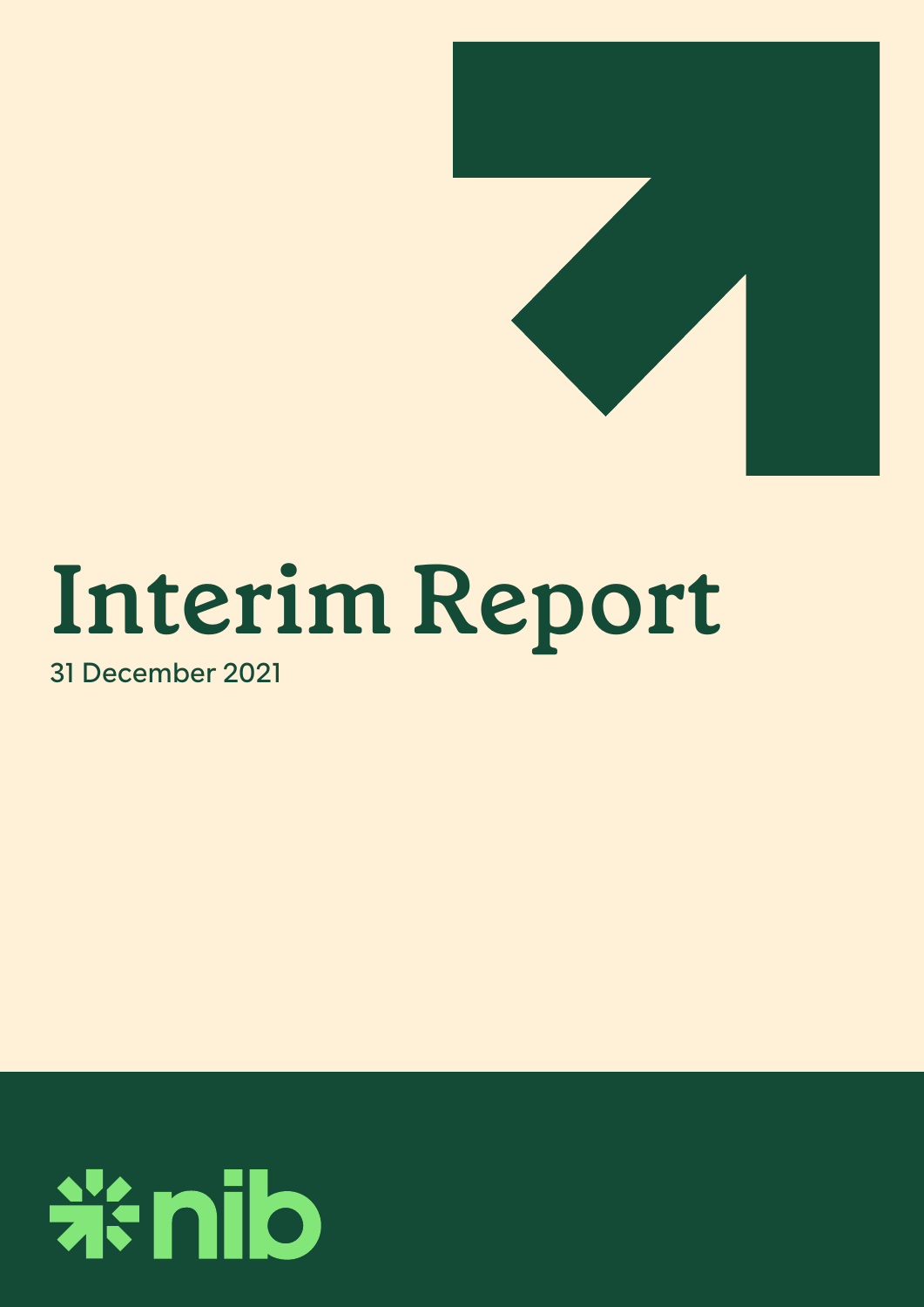# Interim Report

31 December 2021

nib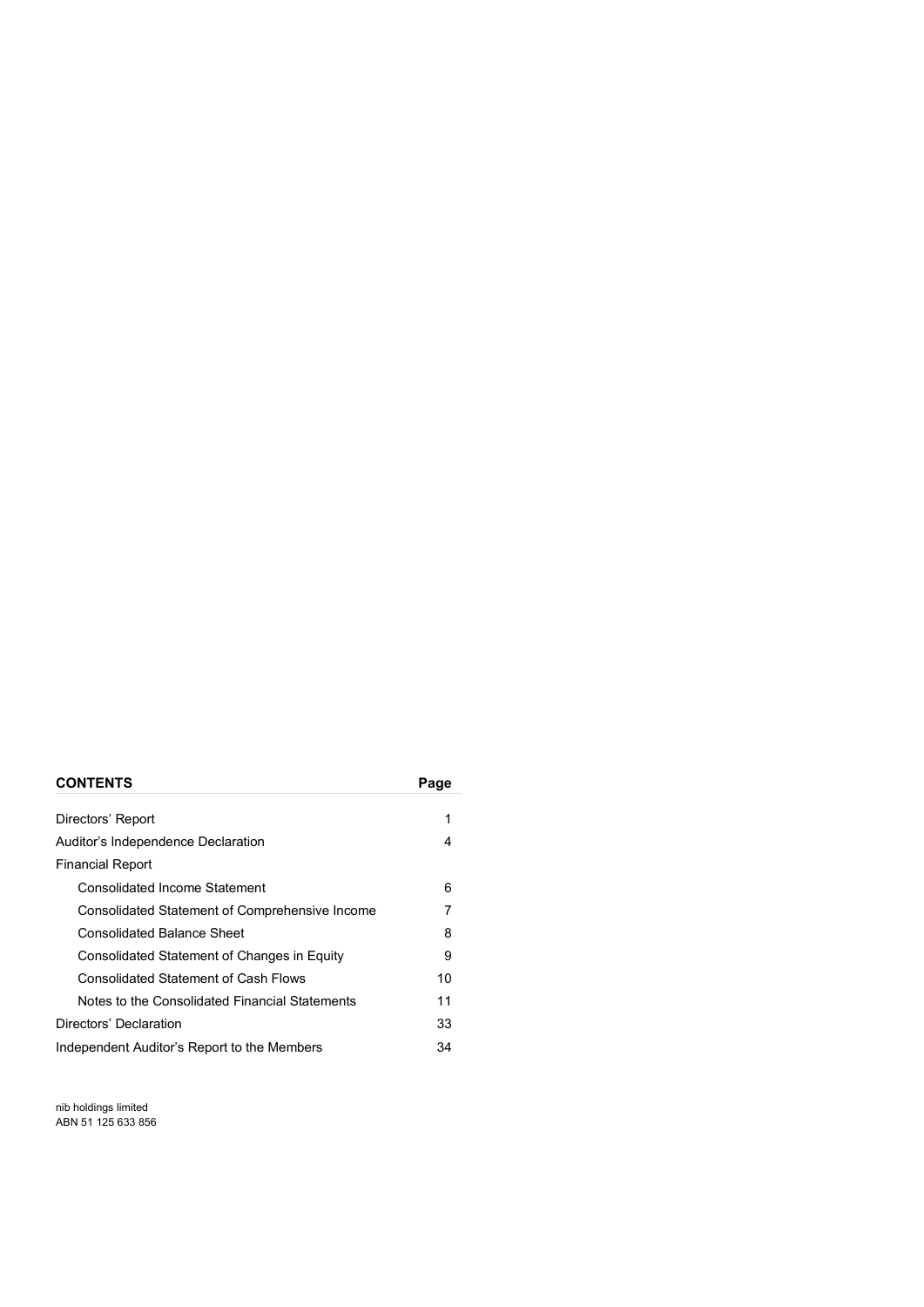| CONTENTS | Page |
|---|---|
| Directors' Report | 1 |
| Auditor's Independence Declaration | 4 |
| Financial Report | |
| Consolidated Income Statement | 6 |
| Consolidated Statement of Comprehensive Income | 7 |
| Consolidated Balance Sheet | 8 |
| Consolidated Statement of Changes in Equity | 9 |
| Consolidated Statement of Cash Flows | 10 |
| Notes to the Consolidated Financial Statements | 11 |
| Directors' Declaration | 33 |
| Independent Auditor's Report to the Members | 34 |

nib holdings limited
ABN 51 125 633 856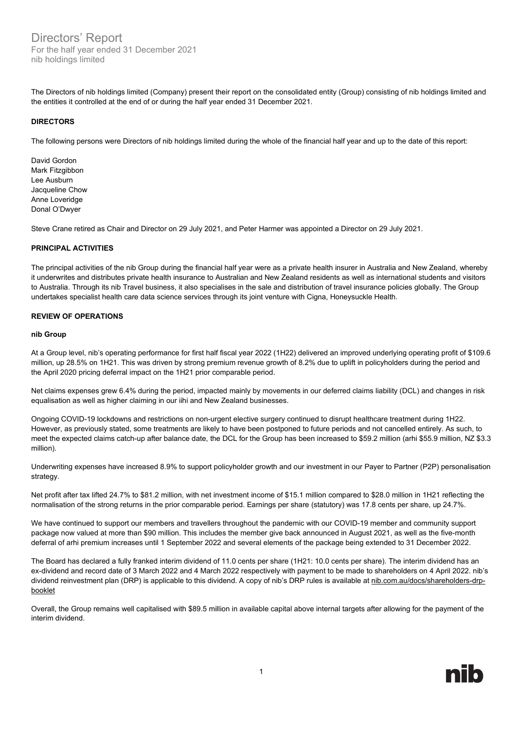# Directors' Report

For the half year ended 31 December 2021
nib holdings limited

The Directors of nib holdings limited (Company) present their report on the consolidated entity (Group) consisting of nib holdings limited and the entities it controlled at the end of or during the half year ended 31 December 2021.

## DIRECTORS

The following persons were Directors of nib holdings limited during the whole of the financial half year and up to the date of this report:

David Gordon
Mark Fitzgibbon
Lee Ausburn
Jacqueline Chow
Anne Loveridge
Donal O'Dwyer

Steve Crane retired as Chair and Director on 29 July 2021, and Peter Harmer was appointed a Director on 29 July 2021.

## PRINCIPAL ACTIVITIES

The principal activities of the nib Group during the financial half year were as a private health insurer in Australia and New Zealand, whereby it underwrites and distributes private health insurance to Australian and New Zealand residents as well as international students and visitors to Australia. Through its nib Travel business, it also specialises in the sale and distribution of travel insurance policies globally. The Group undertakes specialist health care data science services through its joint venture with Cigna, Honeysuckle Health.

## REVIEW OF OPERATIONS

### nib Group

At a Group level, nib's operating performance for first half fiscal year 2022 (1H22) delivered an improved underlying operating profit of $109.6 million, up 28.5% on 1H21. This was driven by strong premium revenue growth of 8.2% due to uplift in policyholders during the period and the April 2020 pricing deferral impact on the 1H21 prior comparable period.

Net claims expenses grew 6.4% during the period, impacted mainly by movements in our deferred claims liability (DCL) and changes in risk equalisation as well as higher claiming in our iihi and New Zealand businesses.

Ongoing COVID-19 lockdowns and restrictions on non-urgent elective surgery continued to disrupt healthcare treatment during 1H22. However, as previously stated, some treatments are likely to have been postponed to future periods and not cancelled entirely. As such, to meet the expected claims catch-up after balance date, the DCL for the Group has been increased to $59.2 million (arhi $55.9 million, NZ $3.3 million).

Underwriting expenses have increased 8.9% to support policyholder growth and our investment in our Payer to Partner (P2P) personalisation strategy.

Net profit after tax lifted 24.7% to $81.2 million, with net investment income of $15.1 million compared to $28.0 million in 1H21 reflecting the normalisation of the strong returns in the prior comparable period. Earnings per share (statutory) was 17.8 cents per share, up 24.7%.

We have continued to support our members and travellers throughout the pandemic with our COVID-19 member and community support package now valued at more than $90 million. This includes the member give back announced in August 2021, as well as the five-month deferral of arhi premium increases until 1 September 2022 and several elements of the package being extended to 31 December 2022.

The Board has declared a fully franked interim dividend of 11.0 cents per share (1H21: 10.0 cents per share). The interim dividend has an ex-dividend and record date of 3 March 2022 and 4 March 2022 respectively with payment to be made to shareholders on 4 April 2022. nib's dividend reinvestment plan (DRP) is applicable to this dividend. A copy of nib's DRP rules is available at nib.com.au/docs/shareholders-drp-booklet

Overall, the Group remains well capitalised with $89.5 million in available capital above internal targets after allowing for the payment of the interim dividend.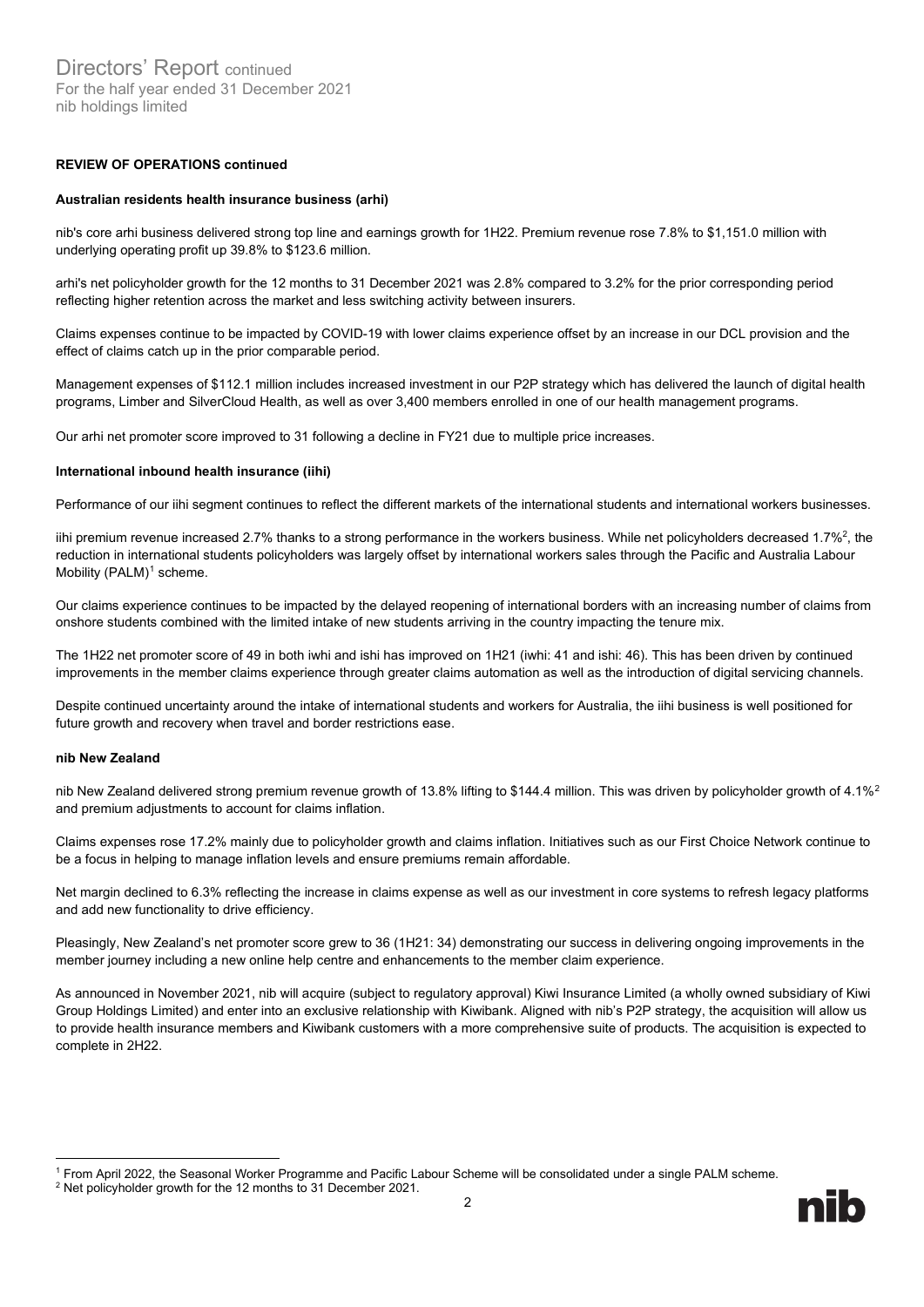**REVIEW OF OPERATIONS continued**

**Australian residents health insurance business (arhi)**

nib's core arhi business delivered strong top line and earnings growth for 1H22. Premium revenue rose 7.8% to $1,151.0 million with underlying operating profit up 39.8% to $123.6 million.

arhi's net policyholder growth for the 12 months to 31 December 2021 was 2.8% compared to 3.2% for the prior corresponding period reflecting higher retention across the market and less switching activity between insurers.

Claims expenses continue to be impacted by COVID-19 with lower claims experience offset by an increase in our DCL provision and the effect of claims catch up in the prior comparable period.

Management expenses of $112.1 million includes increased investment in our P2P strategy which has delivered the launch of digital health programs, Limber and SilverCloud Health, as well as over 3,400 members enrolled in one of our health management programs.

Our arhi net promoter score improved to 31 following a decline in FY21 due to multiple price increases.

**International inbound health insurance (iihi)**

Performance of our iihi segment continues to reflect the different markets of the international students and international workers businesses.

iihi premium revenue increased 2.7% thanks to a strong performance in the workers business. While net policyholders decreased 1.7%[2], the reduction in international students policyholders was largely offset by international workers sales through the Pacific and Australia Labour Mobility (PALM)[1] scheme.

Our claims experience continues to be impacted by the delayed reopening of international borders with an increasing number of claims from onshore students combined with the limited intake of new students arriving in the country impacting the tenure mix.

The 1H22 net promoter score of 49 in both iwhi and ishi has improved on 1H21 (iwhi: 41 and ishi: 46). This has been driven by continued improvements in the member claims experience through greater claims automation as well as the introduction of digital servicing channels.

Despite continued uncertainty around the intake of international students and workers for Australia, the iihi business is well positioned for future growth and recovery when travel and border restrictions ease.

**nib New Zealand**

nib New Zealand delivered strong premium revenue growth of 13.8% lifting to $144.4 million. This was driven by policyholder growth of 4.1%[2] and premium adjustments to account for claims inflation.

Claims expenses rose 17.2% mainly due to policyholder growth and claims inflation. Initiatives such as our First Choice Network continue to be a focus in helping to manage inflation levels and ensure premiums remain affordable.

Net margin declined to 6.3% reflecting the increase in claims expense as well as our investment in core systems to refresh legacy platforms and add new functionality to drive efficiency.

Pleasingly, New Zealand's net promoter score grew to 36 (1H21: 34) demonstrating our success in delivering ongoing improvements in the member journey including a new online help centre and enhancements to the member claim experience.

As announced in November 2021, nib will acquire (subject to regulatory approval) Kiwi Insurance Limited (a wholly owned subsidiary of Kiwi Group Holdings Limited) and enter into an exclusive relationship with Kiwibank. Aligned with nib's P2P strategy, the acquisition will allow us to provide health insurance members and Kiwibank customers with a more comprehensive suite of products. The acquisition is expected to complete in 2H22.

---

[1] From April 2022, the Seasonal Worker Programme and Pacific Labour Scheme will be consolidated under a single PALM scheme.

[2] Net policyholder growth for the 12 months to 31 December 2021.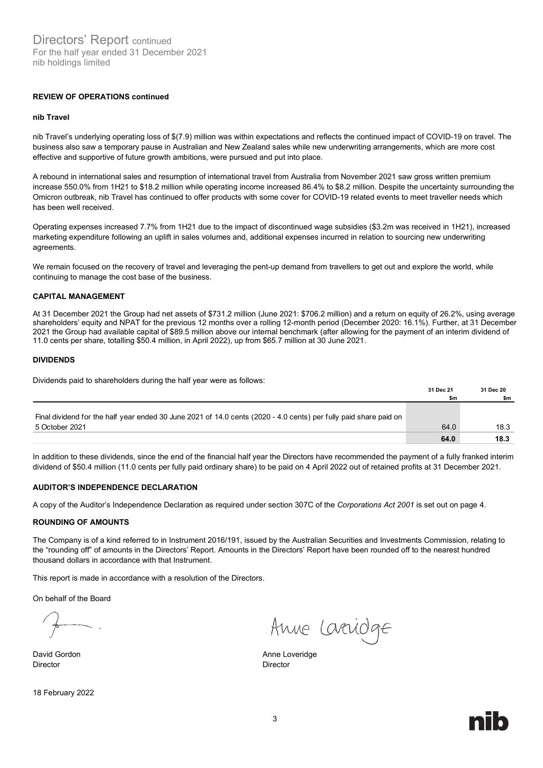# Directors' Report continued

For the half year ended 31 December 2021
nib holdings limited

**REVIEW OF OPERATIONS continued**

**nib Travel**

nib Travel's underlying operating loss of $(7.9) million was within expectations and reflects the continued impact of COVID-19 on travel. The business also saw a temporary pause in Australian and New Zealand sales while new underwriting arrangements, which are more cost effective and supportive of future growth ambitions, were pursued and put into place.

A rebound in international sales and resumption of international travel from Australia from November 2021 saw gross written premium increase 550.0% from 1H21 to $18.2 million while operating income increased 86.4% to $8.2 million. Despite the uncertainty surrounding the Omicron outbreak, nib Travel has continued to offer products with some cover for COVID-19 related events to meet traveller needs which has been well received.

Operating expenses increased 7.7% from 1H21 due to the impact of discontinued wage subsidies ($3.2m was received in 1H21), increased marketing expenditure following an uplift in sales volumes and, additional expenses incurred in relation to sourcing new underwriting agreements.

We remain focused on the recovery of travel and leveraging the pent-up demand from travellers to get out and explore the world, while continuing to manage the cost base of the business.

**CAPITAL MANAGEMENT**

At 31 December 2021 the Group had net assets of $731.2 million (June 2021: $706.2 million) and a return on equity of 26.2%, using average shareholders' equity and NPAT for the previous 12 months over a rolling 12-month period (December 2020: 16.1%). Further, at 31 December 2021 the Group had available capital of $89.5 million above our internal benchmark (after allowing for the payment of an interim dividend of 11.0 cents per share, totalling $50.4 million, in April 2022), up from $65.7 million at 30 June 2021.

**DIVIDENDS**

Dividends paid to shareholders during the half year were as follows:

| | 31 Dec 21<br>$m | 31 Dec 20<br>$m |
|---|---|---|
| Final dividend for the half year ended 30 June 2021 of 14.0 cents (2020 - 4.0 cents) per fully paid share paid on 5 October 2021 | 64.0 | 18.3 |
| | **64.0** | **18.3** |

In addition to these dividends, since the end of the financial half year the Directors have recommended the payment of a fully franked interim dividend of $50.4 million (11.0 cents per fully paid ordinary share) to be paid on 4 April 2022 out of retained profits at 31 December 2021.

**AUDITOR'S INDEPENDENCE DECLARATION**

A copy of the Auditor's Independence Declaration as required under section 307C of the *Corporations Act 2001* is set out on page 4.

**ROUNDING OF AMOUNTS**

The Company is of a kind referred to in Instrument 2016/191, issued by the Australian Securities and Investments Commission, relating to the "rounding off" of amounts in the Directors' Report. Amounts in the Directors' Report have been rounded off to the nearest hundred thousand dollars in accordance with that Instrument.

This report is made in accordance with a resolution of the Directors.

On behalf of the Board

David Gordon
Director

Anne Loveridge
Director

18 February 2022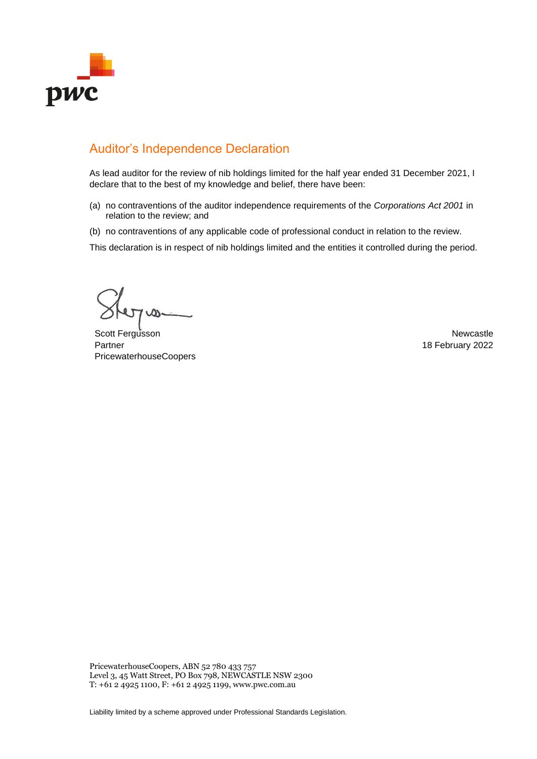# Auditor's Independence Declaration

As lead auditor for the review of nib holdings limited for the half year ended 31 December 2021, I declare that to the best of my knowledge and belief, there have been:

(a) no contraventions of the auditor independence requirements of the *Corporations Act 2001* in relation to the review; and

(b) no contraventions of any applicable code of professional conduct in relation to the review.

This declaration is in respect of nib holdings limited and the entities it controlled during the period.

Scott Fergusson
Partner
PricewaterhouseCoopers

Newcastle
18 February 2022

PricewaterhouseCoopers, ABN 52 780 433 757
Level 3, 45 Watt Street, PO Box 798, NEWCASTLE NSW 2300
T: +61 2 4925 1100, F: +61 2 4925 1199, www.pwc.com.au

Liability limited by a scheme approved under Professional Standards Legislation.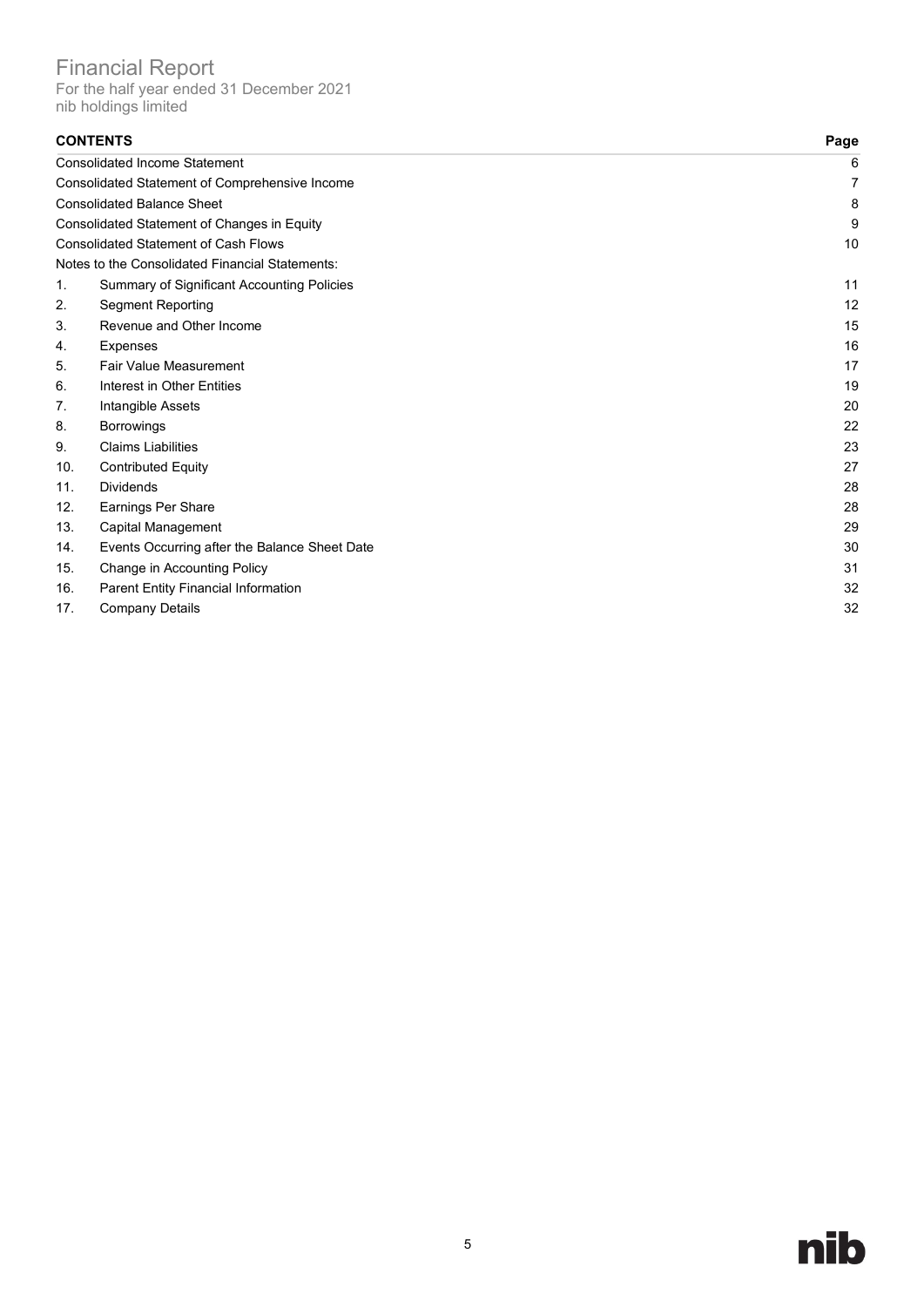# Financial Report

For the half year ended 31 December 2021
nib holdings limited

| **CONTENTS** | | **Page** |
|---|---|---|
| Consolidated Income Statement | | 6 |
| Consolidated Statement of Comprehensive Income | | 7 |
| Consolidated Balance Sheet | | 8 |
| Consolidated Statement of Changes in Equity | | 9 |
| Consolidated Statement of Cash Flows | | 10 |
| Notes to the Consolidated Financial Statements: | | |
| 1. | Summary of Significant Accounting Policies | 11 |
| 2. | Segment Reporting | 12 |
| 3. | Revenue and Other Income | 15 |
| 4. | Expenses | 16 |
| 5. | Fair Value Measurement | 17 |
| 6. | Interest in Other Entities | 19 |
| 7. | Intangible Assets | 20 |
| 8. | Borrowings | 22 |
| 9. | Claims Liabilities | 23 |
| 10. | Contributed Equity | 27 |
| 11. | Dividends | 28 |
| 12. | Earnings Per Share | 28 |
| 13. | Capital Management | 29 |
| 14. | Events Occurring after the Balance Sheet Date | 30 |
| 15. | Change in Accounting Policy | 31 |
| 16. | Parent Entity Financial Information | 32 |
| 17. | Company Details | 32 |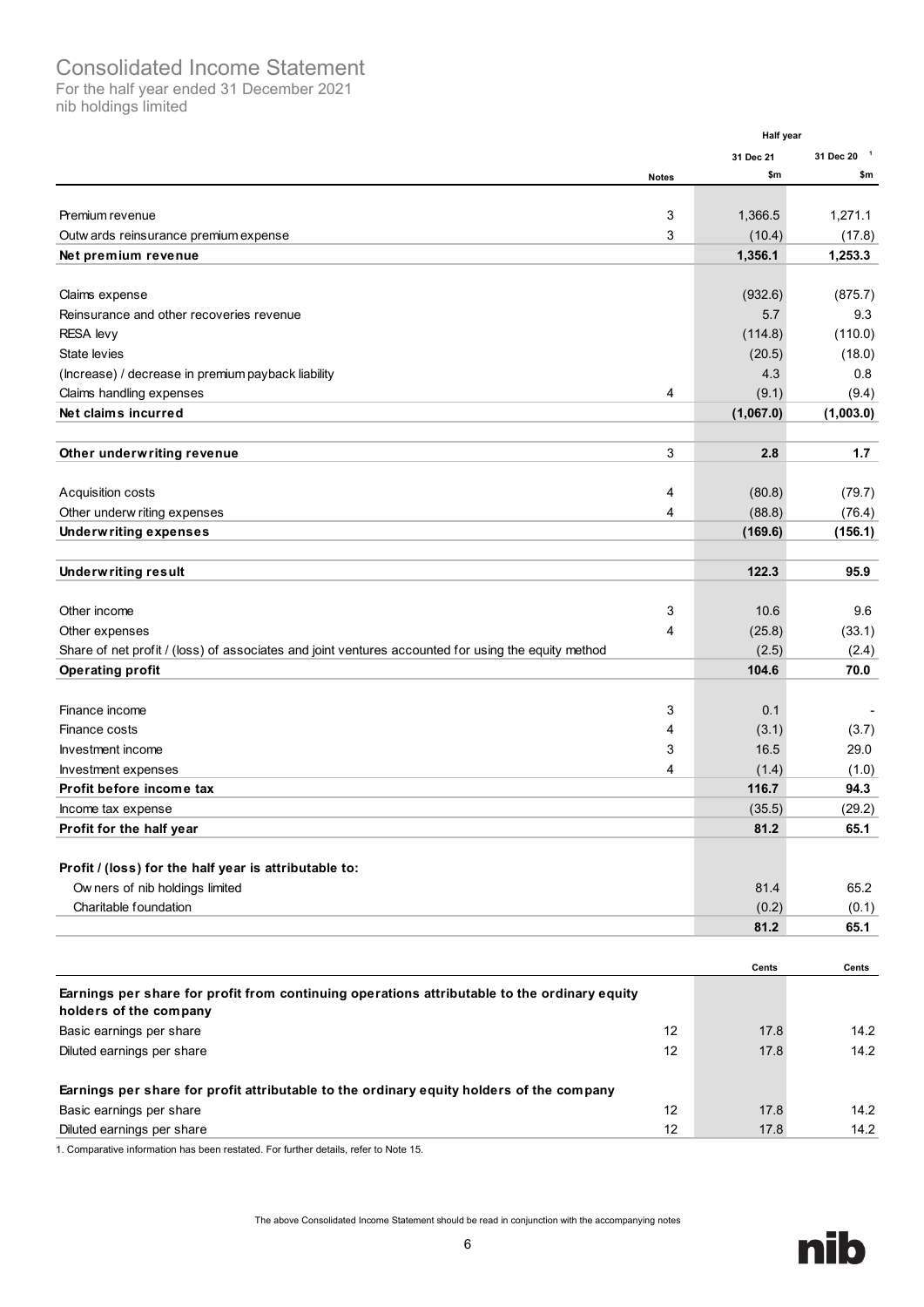# Consolidated Income Statement

For the half year ended 31 December 2021
nib holdings limited

| | Notes | Half year 31 Dec 21 $m | 31 Dec 20 [1] $m |
|---|---|---|---|
| Premium revenue | 3 | 1,366.5 | 1,271.1 |
| Outwards reinsurance premium expense | 3 | (10.4) | (17.8) |
| **Net premium revenue** | | **1,356.1** | **1,253.3** |
| | | | |
| Claims expense | | (932.6) | (875.7) |
| Reinsurance and other recoveries revenue | | 5.7 | 9.3 |
| RESA levy | | (114.8) | (110.0) |
| State levies | | (20.5) | (18.0) |
| (Increase) / decrease in premium payback liability | | 4.3 | 0.8 |
| Claims handling expenses | 4 | (9.1) | (9.4) |
| **Net claims incurred** | | **(1,067.0)** | **(1,003.0)** |
| | | | |
| **Other underwriting revenue** | 3 | **2.8** | **1.7** |
| | | | |
| Acquisition costs | 4 | (80.8) | (79.7) |
| Other underwriting expenses | 4 | (88.8) | (76.4) |
| **Underwriting expenses** | | **(169.6)** | **(156.1)** |
| | | | |
| **Underwriting result** | | **122.3** | **95.9** |
| | | | |
| Other income | 3 | 10.6 | 9.6 |
| Other expenses | 4 | (25.8) | (33.1) |
| Share of net profit / (loss) of associates and joint ventures accounted for using the equity method | | (2.5) | (2.4) |
| **Operating profit** | | **104.6** | **70.0** |
| | | | |
| Finance income | 3 | 0.1 | - |
| Finance costs | 4 | (3.1) | (3.7) |
| Investment income | 3 | 16.5 | 29.0 |
| Investment expenses | 4 | (1.4) | (1.0) |
| **Profit before income tax** | | **116.7** | **94.3** |
| Income tax expense | | (35.5) | (29.2) |
| **Profit for the half year** | | **81.2** | **65.1** |
| | | | |
| **Profit / (loss) for the half year is attributable to:** | | | |
| Owners of nib holdings limited | | 81.4 | 65.2 |
| Charitable foundation | | (0.2) | (0.1) |
| | | **81.2** | **65.1** |

| | | Cents | Cents |
|---|---|---|---|
| **Earnings per share for profit from continuing operations attributable to the ordinary equity holders of the company** | | | |
| Basic earnings per share | 12 | 17.8 | 14.2 |
| Diluted earnings per share | 12 | 17.8 | 14.2 |
| | | | |
| **Earnings per share for profit attributable to the ordinary equity holders of the company** | | | |
| Basic earnings per share | 12 | 17.8 | 14.2 |
| Diluted earnings per share | 12 | 17.8 | 14.2 |

1. Comparative information has been restated. For further details, refer to Note 15.

The above Consolidated Income Statement should be read in conjunction with the accompanying notes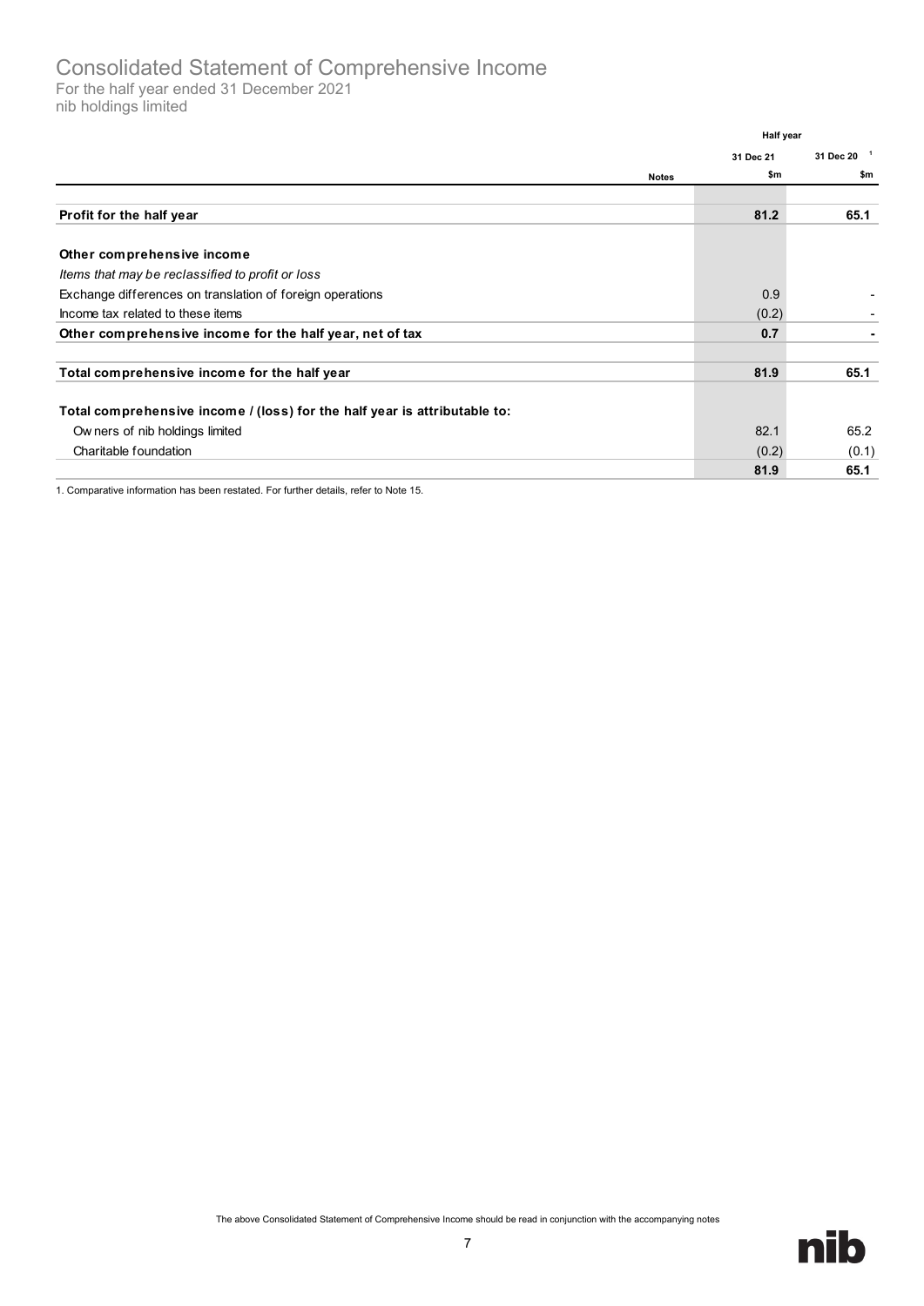# Consolidated Statement of Comprehensive Income

For the half year ended 31 December 2021
nib holdings limited

| | Notes | Half year 31 Dec 21 $m | 31 Dec 20 [1] $m |
|---|---|---|---|
| **Profit for the half year** | | **81.2** | **65.1** |
| | | | |
| **Other comprehensive income** | | | |
| *Items that may be reclassified to profit or loss* | | | |
| Exchange differences on translation of foreign operations | | 0.9 | - |
| Income tax related to these items | | (0.2) | - |
| **Other comprehensive income for the half year, net of tax** | | **0.7** | **-** |
| | | | |
| **Total comprehensive income for the half year** | | **81.9** | **65.1** |
| | | | |
| **Total comprehensive income / (loss) for the half year is attributable to:** | | | |
| Owners of nib holdings limited | | 82.1 | 65.2 |
| Charitable foundation | | (0.2) | (0.1) |
| | | **81.9** | **65.1** |

1. Comparative information has been restated. For further details, refer to Note 15.

The above Consolidated Statement of Comprehensive Income should be read in conjunction with the accompanying notes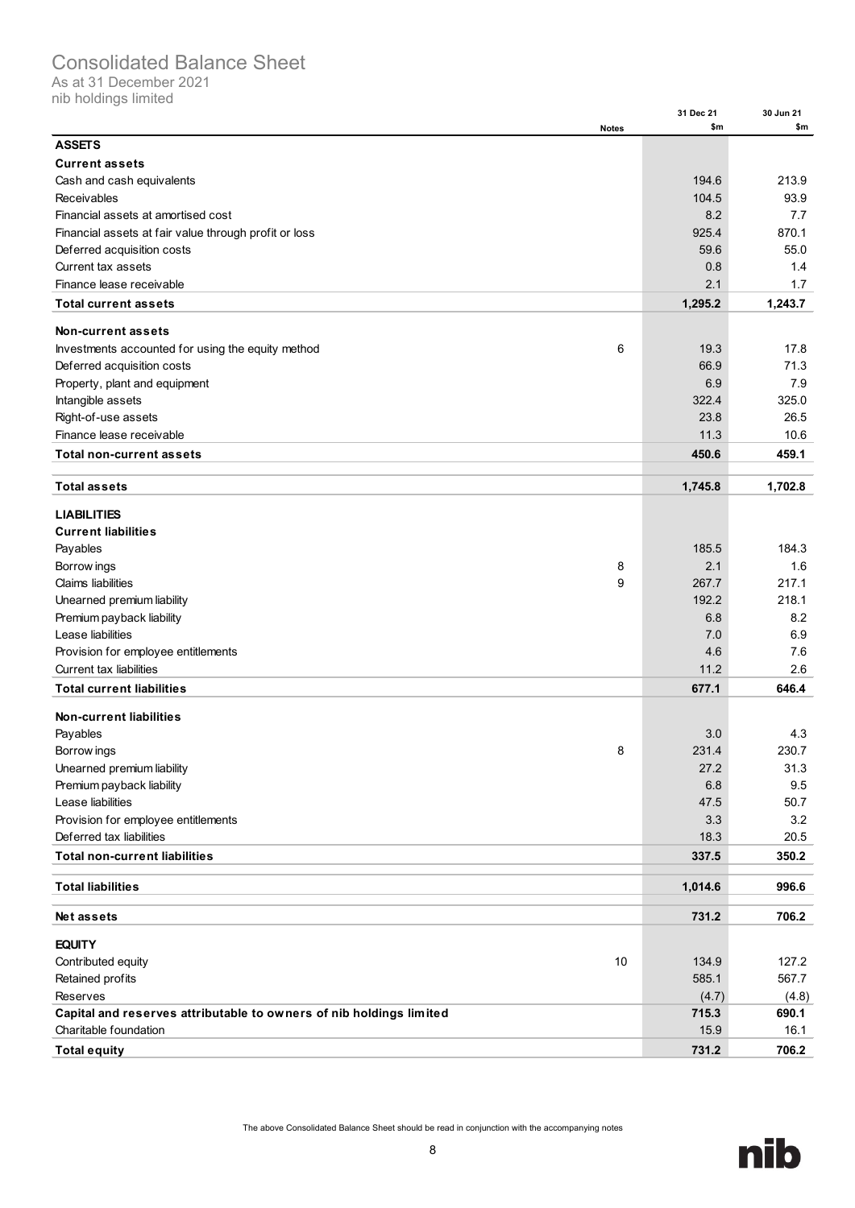# Consolidated Balance Sheet

As at 31 December 2021

nib holdings limited

| | Notes | 31 Dec 21 $m | 30 Jun 21 $m |
|---|---|---|---|
| **ASSETS** | | | |
| **Current assets** | | | |
| Cash and cash equivalents | | 194.6 | 213.9 |
| Receivables | | 104.5 | 93.9 |
| Financial assets at amortised cost | | 8.2 | 7.7 |
| Financial assets at fair value through profit or loss | | 925.4 | 870.1 |
| Deferred acquisition costs | | 59.6 | 55.0 |
| Current tax assets | | 0.8 | 1.4 |
| Finance lease receivable | | 2.1 | 1.7 |
| **Total current assets** | | **1,295.2** | **1,243.7** |
| **Non-current assets** | | | |
| Investments accounted for using the equity method | 6 | 19.3 | 17.8 |
| Deferred acquisition costs | | 66.9 | 71.3 |
| Property, plant and equipment | | 6.9 | 7.9 |
| Intangible assets | | 322.4 | 325.0 |
| Right-of-use assets | | 23.8 | 26.5 |
| Finance lease receivable | | 11.3 | 10.6 |
| **Total non-current assets** | | **450.6** | **459.1** |
| **Total assets** | | **1,745.8** | **1,702.8** |
| **LIABILITIES** | | | |
| **Current liabilities** | | | |
| Payables | | 185.5 | 184.3 |
| Borrowings | 8 | 2.1 | 1.6 |
| Claims liabilities | 9 | 267.7 | 217.1 |
| Unearned premium liability | | 192.2 | 218.1 |
| Premium payback liability | | 6.8 | 8.2 |
| Lease liabilities | | 7.0 | 6.9 |
| Provision for employee entitlements | | 4.6 | 7.6 |
| Current tax liabilities | | 11.2 | 2.6 |
| **Total current liabilities** | | **677.1** | **646.4** |
| **Non-current liabilities** | | | |
| Payables | | 3.0 | 4.3 |
| Borrowings | 8 | 231.4 | 230.7 |
| Unearned premium liability | | 27.2 | 31.3 |
| Premium payback liability | | 6.8 | 9.5 |
| Lease liabilities | | 47.5 | 50.7 |
| Provision for employee entitlements | | 3.3 | 3.2 |
| Deferred tax liabilities | | 18.3 | 20.5 |
| **Total non-current liabilities** | | **337.5** | **350.2** |
| **Total liabilities** | | **1,014.6** | **996.6** |
| **Net assets** | | **731.2** | **706.2** |
| **EQUITY** | | | |
| Contributed equity | 10 | 134.9 | 127.2 |
| Retained profits | | 585.1 | 567.7 |
| Reserves | | (4.7) | (4.8) |
| **Capital and reserves attributable to owners of nib holdings limited** | | **715.3** | **690.1** |
| Charitable foundation | | 15.9 | 16.1 |
| **Total equity** | | **731.2** | **706.2** |

The above Consolidated Balance Sheet should be read in conjunction with the accompanying notes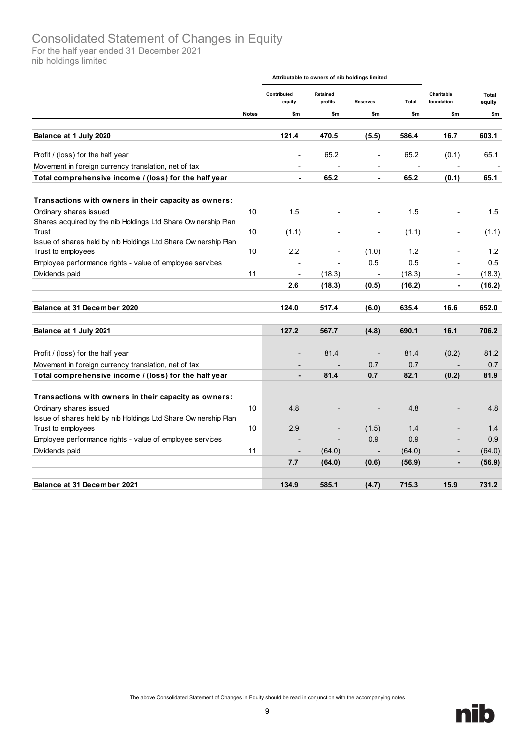# Consolidated Statement of Changes in Equity

For the half year ended 31 December 2021
nib holdings limited

| | | Attributable to owners of nib holdings limited | | | | | |
|---|---|---|---|---|---|---|---|
| | | Contributed equity | Retained profits | Reserves | Total | Charitable foundation | Total equity |
| | Notes | $m | $m | $m | $m | $m | $m |
| **Balance at 1 July 2020** | | **121.4** | **470.5** | **(5.5)** | **586.4** | **16.7** | **603.1** |
| Profit / (loss) for the half year | | - | 65.2 | - | 65.2 | (0.1) | 65.1 |
| Movement in foreign currency translation, net of tax | | - | - | - | - | - | - |
| **Total comprehensive income / (loss) for the half year** | | **-** | **65.2** | **-** | **65.2** | **(0.1)** | **65.1** |
| **Transactions with owners in their capacity as owners:** | | | | | | | |
| Ordinary shares issued | 10 | 1.5 | - | - | 1.5 | - | 1.5 |
| Shares acquired by the nib Holdings Ltd Share Ownership Plan Trust | 10 | (1.1) | - | - | (1.1) | - | (1.1) |
| Issue of shares held by nib Holdings Ltd Share Ownership Plan Trust to employees | 10 | 2.2 | - | (1.0) | 1.2 | - | 1.2 |
| Employee performance rights - value of employee services | | - | - | 0.5 | 0.5 | - | 0.5 |
| Dividends paid | 11 | - | (18.3) | - | (18.3) | - | (18.3) |
| | | **2.6** | **(18.3)** | **(0.5)** | **(16.2)** | **-** | **(16.2)** |
| **Balance at 31 December 2020** | | **124.0** | **517.4** | **(6.0)** | **635.4** | **16.6** | **652.0** |
| **Balance at 1 July 2021** | | **127.2** | **567.7** | **(4.8)** | **690.1** | **16.1** | **706.2** |
| Profit / (loss) for the half year | | - | 81.4 | - | 81.4 | (0.2) | 81.2 |
| Movement in foreign currency translation, net of tax | | - | - | 0.7 | 0.7 | - | 0.7 |
| **Total comprehensive income / (loss) for the half year** | | **-** | **81.4** | **0.7** | **82.1** | **(0.2)** | **81.9** |
| **Transactions with owners in their capacity as owners:** | | | | | | | |
| Ordinary shares issued | 10 | 4.8 | - | - | 4.8 | - | 4.8 |
| Issue of shares held by nib Holdings Ltd Share Ownership Plan Trust to employees | 10 | 2.9 | - | (1.5) | 1.4 | - | 1.4 |
| Employee performance rights - value of employee services | | - | - | 0.9 | 0.9 | - | 0.9 |
| Dividends paid | 11 | - | (64.0) | - | (64.0) | - | (64.0) |
| | | **7.7** | **(64.0)** | **(0.6)** | **(56.9)** | **-** | **(56.9)** |
| **Balance at 31 December 2021** | | **134.9** | **585.1** | **(4.7)** | **715.3** | **15.9** | **731.2** |

The above Consolidated Statement of Changes in Equity should be read in conjunction with the accompanying notes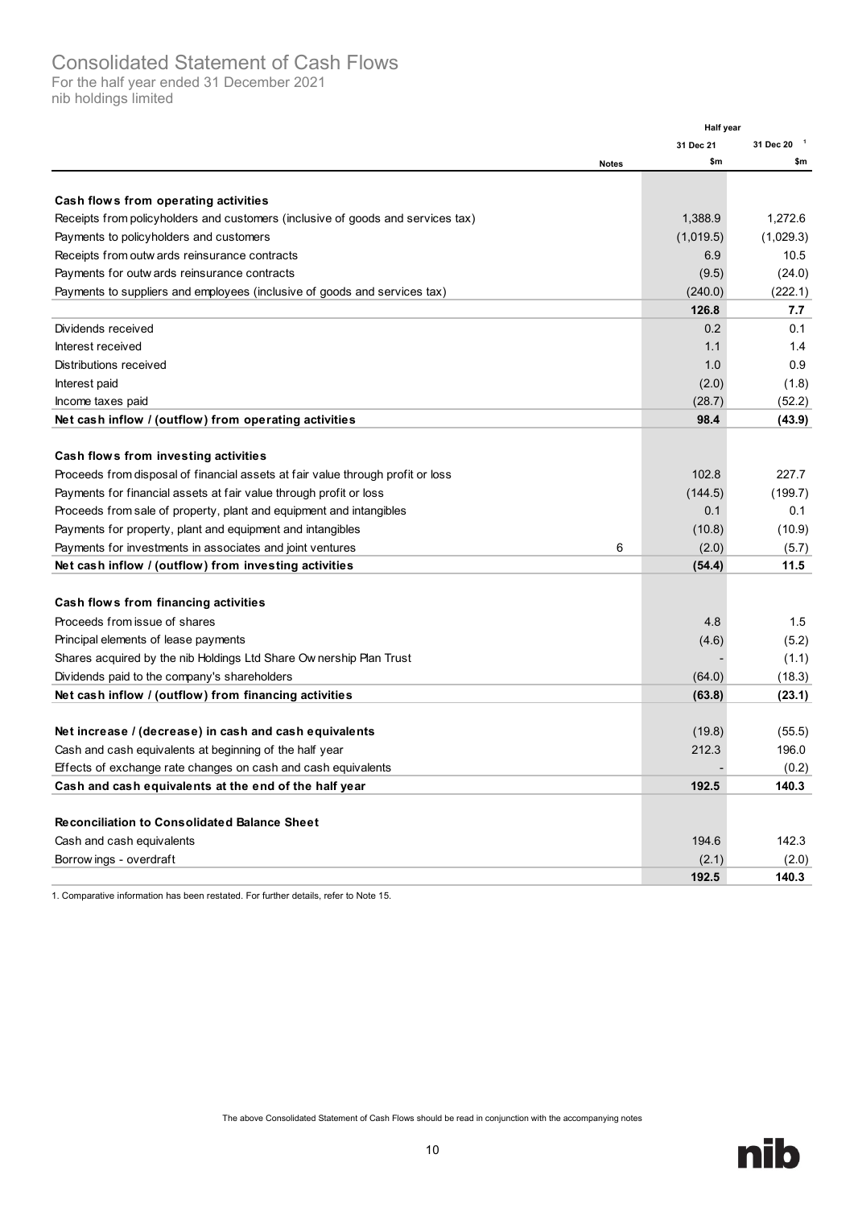# Consolidated Statement of Cash Flows

For the half year ended 31 December 2021
nib holdings limited

| | Notes | Half year 31 Dec 21 $m | 31 Dec 20 [1] $m |
|---|---|---|---|
| **Cash flows from operating activities** | | | |
| Receipts from policyholders and customers (inclusive of goods and services tax) | | 1,388.9 | 1,272.6 |
| Payments to policyholders and customers | | (1,019.5) | (1,029.3) |
| Receipts from outwards reinsurance contracts | | 6.9 | 10.5 |
| Payments for outwards reinsurance contracts | | (9.5) | (24.0) |
| Payments to suppliers and employees (inclusive of goods and services tax) | | (240.0) | (222.1) |
| | | **126.8** | **7.7** |
| Dividends received | | 0.2 | 0.1 |
| Interest received | | 1.1 | 1.4 |
| Distributions received | | 1.0 | 0.9 |
| Interest paid | | (2.0) | (1.8) |
| Income taxes paid | | (28.7) | (52.2) |
| **Net cash inflow / (outflow) from operating activities** | | **98.4** | **(43.9)** |
| **Cash flows from investing activities** | | | |
| Proceeds from disposal of financial assets at fair value through profit or loss | | 102.8 | 227.7 |
| Payments for financial assets at fair value through profit or loss | | (144.5) | (199.7) |
| Proceeds from sale of property, plant and equipment and intangibles | | 0.1 | 0.1 |
| Payments for property, plant and equipment and intangibles | | (10.8) | (10.9) |
| Payments for investments in associates and joint ventures | 6 | (2.0) | (5.7) |
| **Net cash inflow / (outflow) from investing activities** | | **(54.4)** | **11.5** |
| **Cash flows from financing activities** | | | |
| Proceeds from issue of shares | | 4.8 | 1.5 |
| Principal elements of lease payments | | (4.6) | (5.2) |
| Shares acquired by the nib Holdings Ltd Share Ownership Plan Trust | | - | (1.1) |
| Dividends paid to the company's shareholders | | (64.0) | (18.3) |
| **Net cash inflow / (outflow) from financing activities** | | **(63.8)** | **(23.1)** |
| **Net increase / (decrease) in cash and cash equivalents** | | (19.8) | (55.5) |
| Cash and cash equivalents at beginning of the half year | | 212.3 | 196.0 |
| Effects of exchange rate changes on cash and cash equivalents | | - | (0.2) |
| **Cash and cash equivalents at the end of the half year** | | **192.5** | **140.3** |
| **Reconciliation to Consolidated Balance Sheet** | | | |
| Cash and cash equivalents | | 194.6 | 142.3 |
| Borrowings - overdraft | | (2.1) | (2.0) |
| | | **192.5** | **140.3** |

1. Comparative information has been restated. For further details, refer to Note 15.

The above Consolidated Statement of Cash Flows should be read in conjunction with the accompanying notes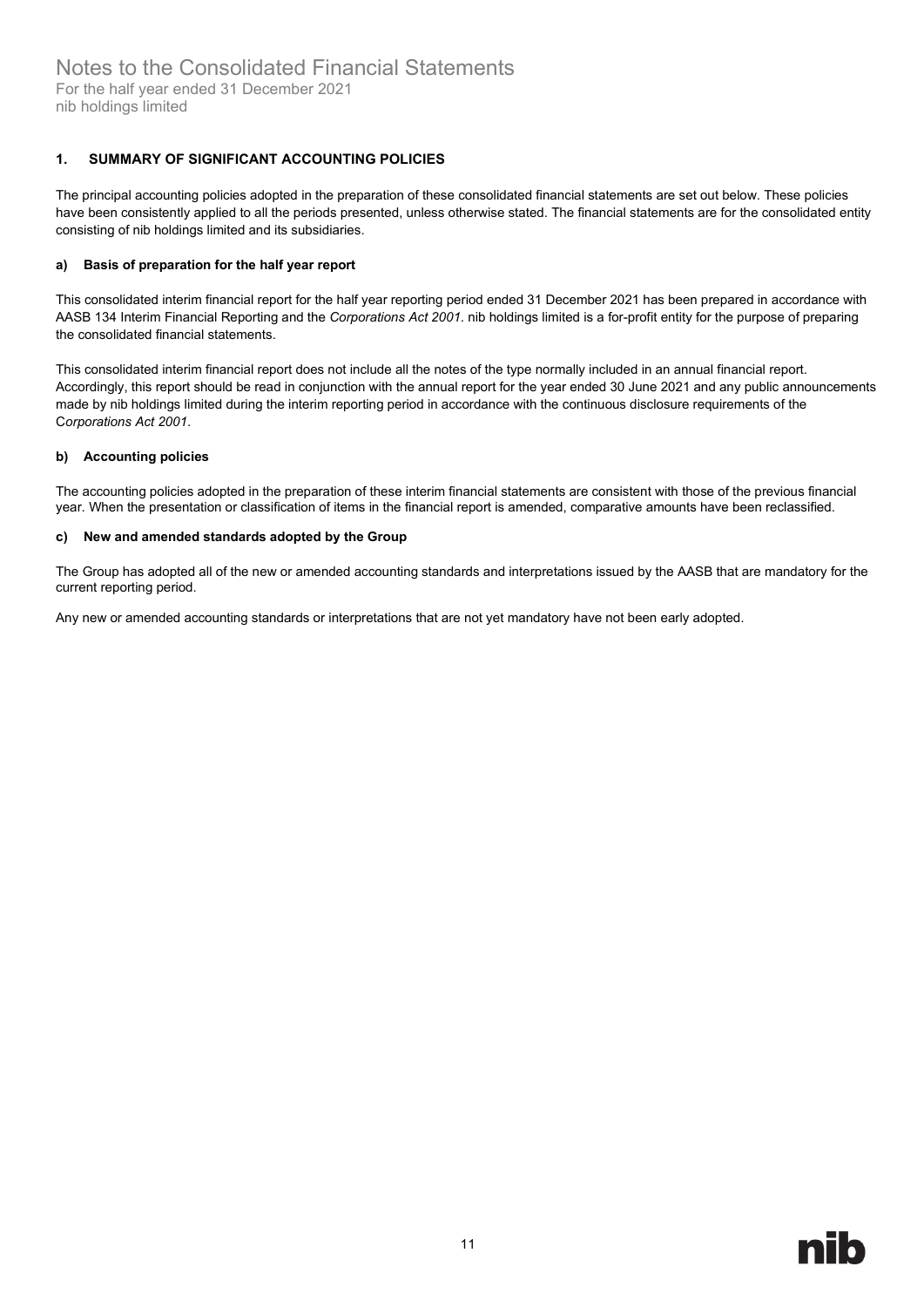# Notes to the Consolidated Financial Statements

For the half year ended 31 December 2021
nib holdings limited

## 1. SUMMARY OF SIGNIFICANT ACCOUNTING POLICIES

The principal accounting policies adopted in the preparation of these consolidated financial statements are set out below. These policies have been consistently applied to all the periods presented, unless otherwise stated. The financial statements are for the consolidated entity consisting of nib holdings limited and its subsidiaries.

### a) Basis of preparation for the half year report

This consolidated interim financial report for the half year reporting period ended 31 December 2021 has been prepared in accordance with AASB 134 Interim Financial Reporting and the *Corporations Act 2001*. nib holdings limited is a for-profit entity for the purpose of preparing the consolidated financial statements.

This consolidated interim financial report does not include all the notes of the type normally included in an annual financial report. Accordingly, this report should be read in conjunction with the annual report for the year ended 30 June 2021 and any public announcements made by nib holdings limited during the interim reporting period in accordance with the continuous disclosure requirements of the *Corporations Act 2001*.

### b) Accounting policies

The accounting policies adopted in the preparation of these interim financial statements are consistent with those of the previous financial year. When the presentation or classification of items in the financial report is amended, comparative amounts have been reclassified.

### c) New and amended standards adopted by the Group

The Group has adopted all of the new or amended accounting standards and interpretations issued by the AASB that are mandatory for the current reporting period.

Any new or amended accounting standards or interpretations that are not yet mandatory have not been early adopted.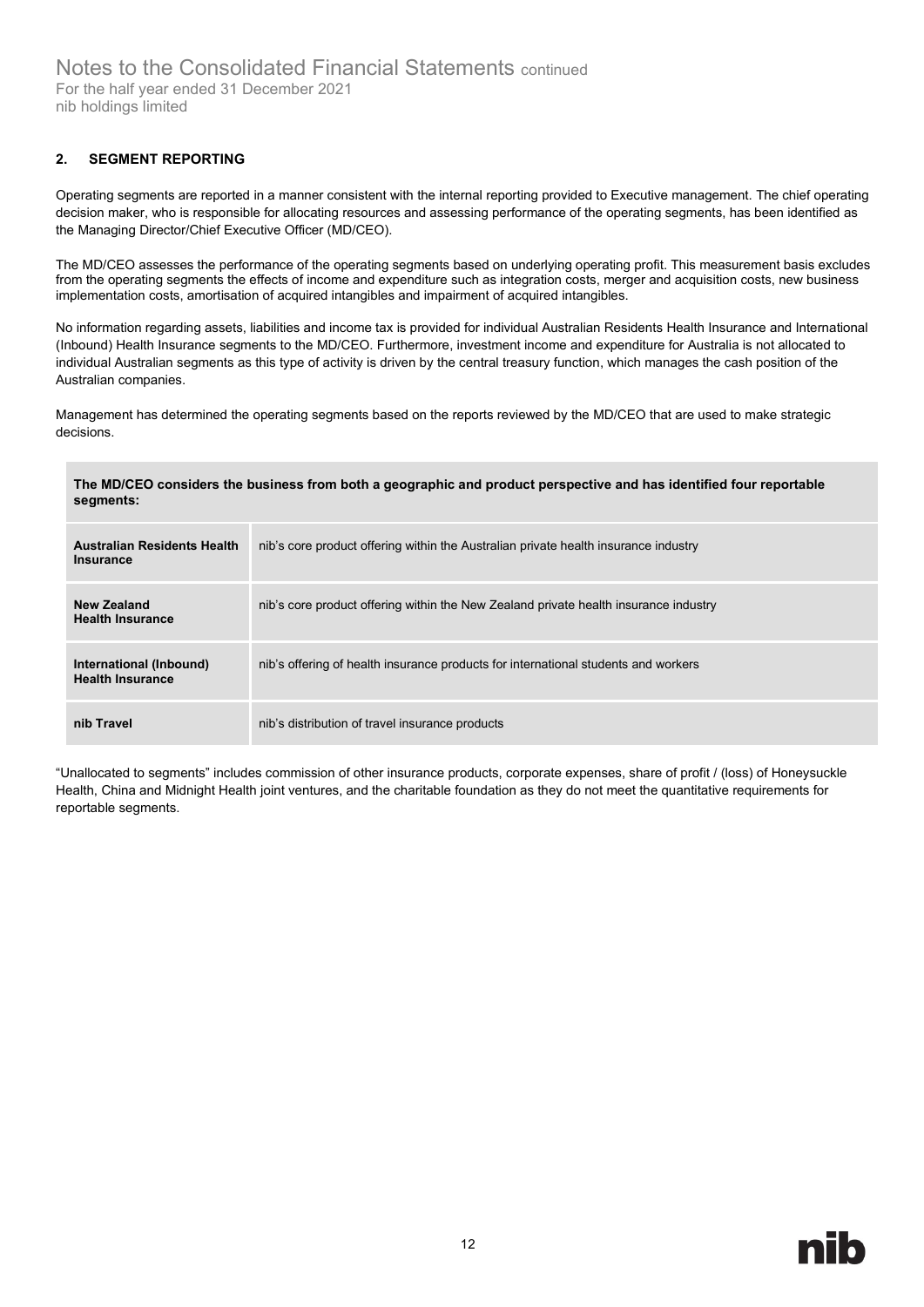## 2. SEGMENT REPORTING

Operating segments are reported in a manner consistent with the internal reporting provided to Executive management. The chief operating decision maker, who is responsible for allocating resources and assessing performance of the operating segments, has been identified as the Managing Director/Chief Executive Officer (MD/CEO).

The MD/CEO assesses the performance of the operating segments based on underlying operating profit. This measurement basis excludes from the operating segments the effects of income and expenditure such as integration costs, merger and acquisition costs, new business implementation costs, amortisation of acquired intangibles and impairment of acquired intangibles.

No information regarding assets, liabilities and income tax is provided for individual Australian Residents Health Insurance and International (Inbound) Health Insurance segments to the MD/CEO. Furthermore, investment income and expenditure for Australia is not allocated to individual Australian segments as this type of activity is driven by the central treasury function, which manages the cash position of the Australian companies.

Management has determined the operating segments based on the reports reviewed by the MD/CEO that are used to make strategic decisions.

| **The MD/CEO considers the business from both a geographic and product perspective and has identified four reportable segments:** | |
|---|---|
| **Australian Residents Health Insurance** | nib's core product offering within the Australian private health insurance industry |
| **New Zealand Health Insurance** | nib's core product offering within the New Zealand private health insurance industry |
| **International (Inbound) Health Insurance** | nib's offering of health insurance products for international students and workers |
| **nib Travel** | nib's distribution of travel insurance products |

"Unallocated to segments" includes commission of other insurance products, corporate expenses, share of profit / (loss) of Honeysuckle Health, China and Midnight Health joint ventures, and the charitable foundation as they do not meet the quantitative requirements for reportable segments.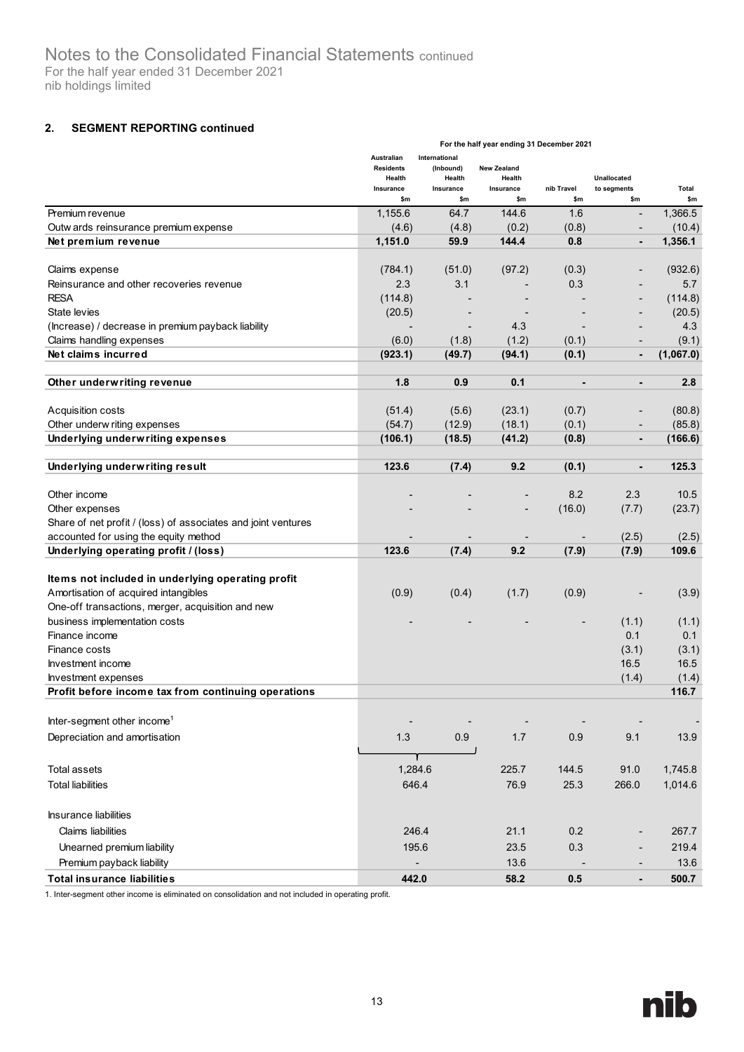## 2. SEGMENT REPORTING continued

| | For the half year ending 31 December 2021 | | | | | |
|---|---|---|---|---|---|---|
| | Australian Residents Health Insurance $m | International (Inbound) Health Insurance $m | New Zealand Health Insurance $m | nib Travel $m | Unallocated to segments $m | Total $m |
| Premium revenue | 1,155.6 | 64.7 | 144.6 | 1.6 | - | 1,366.5 |
| Outwards reinsurance premium expense | (4.6) | (4.8) | (0.2) | (0.8) | - | (10.4) |
| **Net premium revenue** | **1,151.0** | **59.9** | **144.4** | **0.8** | **-** | **1,356.1** |
| | | | | | | |
| Claims expense | (784.1) | (51.0) | (97.2) | (0.3) | - | (932.6) |
| Reinsurance and other recoveries revenue | 2.3 | 3.1 | - | 0.3 | - | 5.7 |
| RESA | (114.8) | - | - | - | - | (114.8) |
| State levies | (20.5) | - | - | - | - | (20.5) |
| (Increase) / decrease in premium payback liability | - | - | 4.3 | - | - | 4.3 |
| Claims handling expenses | (6.0) | (1.8) | (1.2) | (0.1) | - | (9.1) |
| **Net claims incurred** | **(923.1)** | **(49.7)** | **(94.1)** | **(0.1)** | **-** | **(1,067.0)** |
| | | | | | | |
| **Other underwriting revenue** | **1.8** | **0.9** | **0.1** | **-** | **-** | **2.8** |
| | | | | | | |
| Acquisition costs | (51.4) | (5.6) | (23.1) | (0.7) | - | (80.8) |
| Other underwriting expenses | (54.7) | (12.9) | (18.1) | (0.1) | - | (85.8) |
| **Underlying underwriting expenses** | **(106.1)** | **(18.5)** | **(41.2)** | **(0.8)** | **-** | **(166.6)** |
| | | | | | | |
| **Underlying underwriting result** | **123.6** | **(7.4)** | **9.2** | **(0.1)** | **-** | **125.3** |
| | | | | | | |
| Other income | - | - | - | 8.2 | 2.3 | 10.5 |
| Other expenses | - | - | - | (16.0) | (7.7) | (23.7) |
| Share of net profit / (loss) of associates and joint ventures accounted for using the equity method | - | - | - | - | (2.5) | (2.5) |
| **Underlying operating profit / (loss)** | **123.6** | **(7.4)** | **9.2** | **(7.9)** | **(7.9)** | **109.6** |
| | | | | | | |
| **Items not included in underlying operating profit** | | | | | | |
| Amortisation of acquired intangibles | (0.9) | (0.4) | (1.7) | (0.9) | - | (3.9) |
| One-off transactions, merger, acquisition and new business implementation costs | - | - | - | - | (1.1) | (1.1) |
| Finance income | | | | | 0.1 | 0.1 |
| Finance costs | | | | | (3.1) | (3.1) |
| Investment income | | | | | 16.5 | 16.5 |
| Investment expenses | | | | | (1.4) | (1.4) |
| **Profit before income tax from continuing operations** | | | | | | **116.7** |
| | | | | | | |
| Inter-segment other income[1] | - | - | - | - | - | - |
| Depreciation and amortisation | 1.3 | 0.9 | 1.7 | 0.9 | 9.1 | 13.9 |
| | | | | | | |
| Total assets | 1,284.6 | | 225.7 | 144.5 | 91.0 | 1,745.8 |
| Total liabilities | 646.4 | | 76.9 | 25.3 | 266.0 | 1,014.6 |
| | | | | | | |
| Insurance liabilities | | | | | | |
| Claims liabilities | 246.4 | | 21.1 | 0.2 | - | 267.7 |
| Unearned premium liability | 195.6 | | 23.5 | 0.3 | - | 219.4 |
| Premium payback liability | - | | 13.6 | - | - | 13.6 |
| **Total insurance liabilities** | **442.0** | | **58.2** | **0.5** | **-** | **500.7** |

1. Inter-segment other income is eliminated on consolidation and not included in operating profit.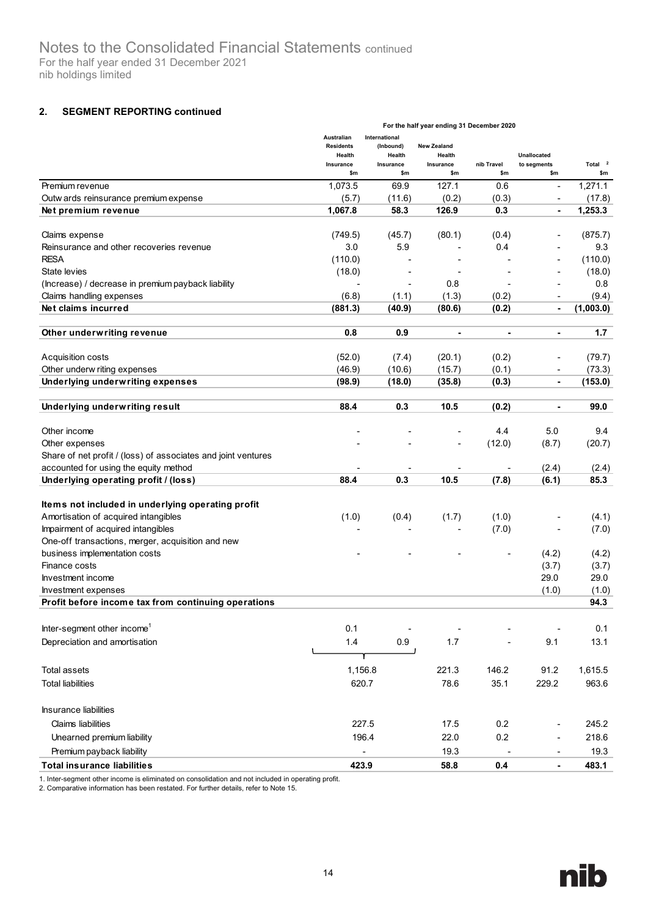## 2. SEGMENT REPORTING continued

| | For the half year ending 31 December 2020 | | | | | |
|---|---|---|---|---|---|---|
| | Australian Residents Health Insurance $m | International (Inbound) Health Insurance $m | New Zealand Health Insurance $m | nib Travel $m | Unallocated to segments $m | Total [2] $m |
| Premium revenue | 1,073.5 | 69.9 | 127.1 | 0.6 | - | 1,271.1 |
| Outwards reinsurance premium expense | (5.7) | (11.6) | (0.2) | (0.3) | - | (17.8) |
| **Net premium revenue** | **1,067.8** | **58.3** | **126.9** | **0.3** | **-** | **1,253.3** |
| Claims expense | (749.5) | (45.7) | (80.1) | (0.4) | - | (875.7) |
| Reinsurance and other recoveries revenue | 3.0 | 5.9 | - | 0.4 | - | 9.3 |
| RESA | (110.0) | - | - | - | - | (110.0) |
| State levies | (18.0) | - | - | - | - | (18.0) |
| (Increase) / decrease in premium payback liability | - | - | 0.8 | - | - | 0.8 |
| Claims handling expenses | (6.8) | (1.1) | (1.3) | (0.2) | - | (9.4) |
| **Net claims incurred** | **(881.3)** | **(40.9)** | **(80.6)** | **(0.2)** | **-** | **(1,003.0)** |
| **Other underwriting revenue** | **0.8** | **0.9** | **-** | **-** | **-** | **1.7** |
| Acquisition costs | (52.0) | (7.4) | (20.1) | (0.2) | - | (79.7) |
| Other underwriting expenses | (46.9) | (10.6) | (15.7) | (0.1) | - | (73.3) |
| **Underlying underwriting expenses** | **(98.9)** | **(18.0)** | **(35.8)** | **(0.3)** | **-** | **(153.0)** |
| **Underlying underwriting result** | **88.4** | **0.3** | **10.5** | **(0.2)** | **-** | **99.0** |
| Other income | - | - | - | 4.4 | 5.0 | 9.4 |
| Other expenses | - | - | - | (12.0) | (8.7) | (20.7) |
| Share of net profit / (loss) of associates and joint ventures accounted for using the equity method | - | - | - | - | (2.4) | (2.4) |
| **Underlying operating profit / (loss)** | **88.4** | **0.3** | **10.5** | **(7.8)** | **(6.1)** | **85.3** |
| **Items not included in underlying operating profit** | | | | | | |
| Amortisation of acquired intangibles | (1.0) | (0.4) | (1.7) | (1.0) | - | (4.1) |
| Impairment of acquired intangibles | - | - | - | (7.0) | - | (7.0) |
| One-off transactions, merger, acquisition and new business implementation costs | - | - | - | - | (4.2) | (4.2) |
| Finance costs | | | | | (3.7) | (3.7) |
| Investment income | | | | | 29.0 | 29.0 |
| Investment expenses | | | | | (1.0) | (1.0) |
| **Profit before income tax from continuing operations** | | | | | | **94.3** |
| Inter-segment other income[1] | 0.1 | - | - | - | - | 0.1 |
| Depreciation and amortisation | 1.4 | 0.9 | 1.7 | - | 9.1 | 13.1 |
| Total assets | 1,156.8 | | 221.3 | 146.2 | 91.2 | 1,615.5 |
| Total liabilities | 620.7 | | 78.6 | 35.1 | 229.2 | 963.6 |
| Insurance liabilities | | | | | | |
| Claims liabilities | 227.5 | | 17.5 | 0.2 | - | 245.2 |
| Unearned premium liability | 196.4 | | 22.0 | 0.2 | - | 218.6 |
| Premium payback liability | - | | 19.3 | - | - | 19.3 |
| **Total insurance liabilities** | **423.9** | | **58.8** | **0.4** | **-** | **483.1** |

1. Inter-segment other income is eliminated on consolidation and not included in operating profit.
2. Comparative information has been restated. For further details, refer to Note 15.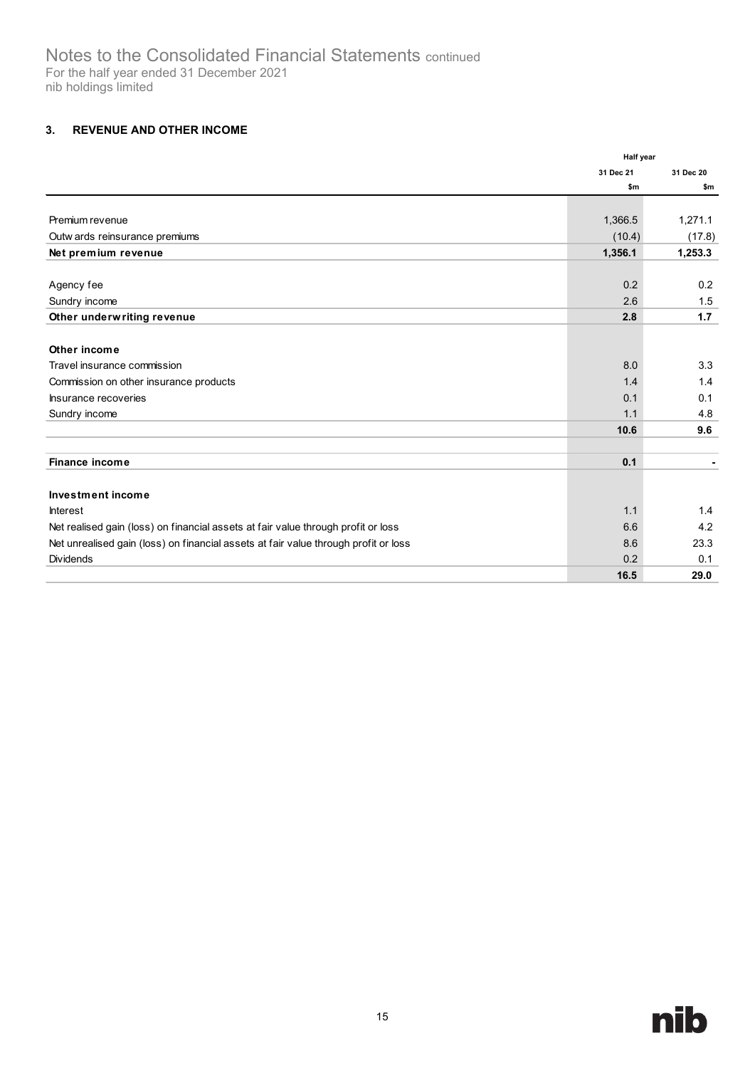Notes to the Consolidated Financial Statements continued
For the half year ended 31 December 2021
nib holdings limited

### 3. REVENUE AND OTHER INCOME

| | Half year | |
|---|---|---|
| | 31 Dec 21 | 31 Dec 20 |
| | $m | $m |
| Premium revenue | 1,366.5 | 1,271.1 |
| Outwards reinsurance premiums | (10.4) | (17.8) |
| **Net premium revenue** | **1,356.1** | **1,253.3** |
| | | |
| Agency fee | 0.2 | 0.2 |
| Sundry income | 2.6 | 1.5 |
| **Other underwriting revenue** | **2.8** | **1.7** |
| | | |
| **Other income** | | |
| Travel insurance commission | 8.0 | 3.3 |
| Commission on other insurance products | 1.4 | 1.4 |
| Insurance recoveries | 0.1 | 0.1 |
| Sundry income | 1.1 | 4.8 |
| | **10.6** | **9.6** |
| | | |
| **Finance income** | **0.1** | **-** |
| | | |
| **Investment income** | | |
| Interest | 1.1 | 1.4 |
| Net realised gain (loss) on financial assets at fair value through profit or loss | 6.6 | 4.2 |
| Net unrealised gain (loss) on financial assets at fair value through profit or loss | 8.6 | 23.3 |
| Dividends | 0.2 | 0.1 |
| | **16.5** | **29.0** |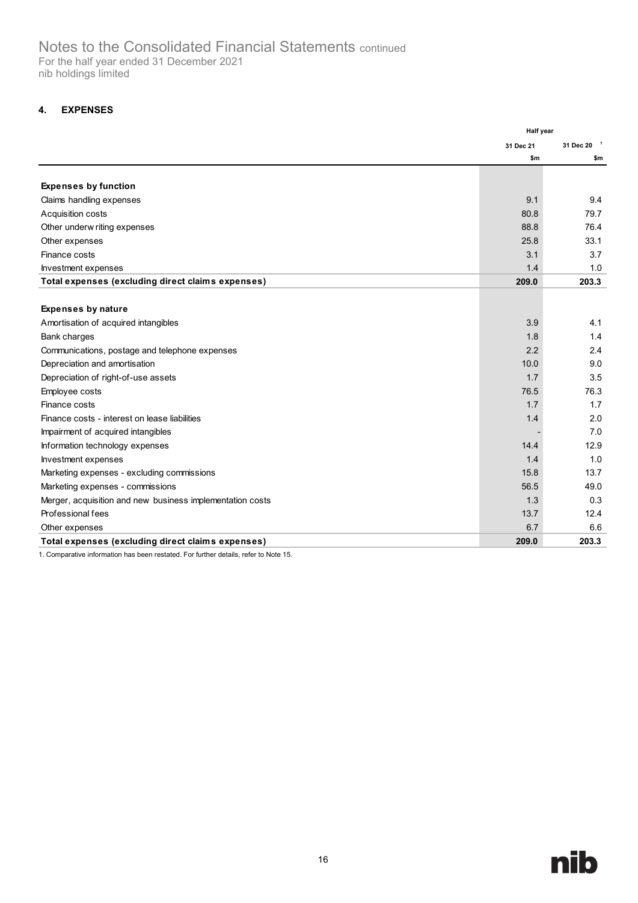Notes to the Consolidated Financial Statements continued
For the half year ended 31 December 2021
nib holdings limited

## 4. EXPENSES

| | Half year | |
|---|---|---|
| | 31 Dec 21 | 31 Dec 20 [1] |
| | $m | $m |
| **Expenses by function** | | |
| Claims handling expenses | 9.1 | 9.4 |
| Acquisition costs | 80.8 | 79.7 |
| Other underwriting expenses | 88.8 | 76.4 |
| Other expenses | 25.8 | 33.1 |
| Finance costs | 3.1 | 3.7 |
| Investment expenses | 1.4 | 1.0 |
| **Total expenses (excluding direct claims expenses)** | **209.0** | **203.3** |
| **Expenses by nature** | | |
| Amortisation of acquired intangibles | 3.9 | 4.1 |
| Bank charges | 1.8 | 1.4 |
| Communications, postage and telephone expenses | 2.2 | 2.4 |
| Depreciation and amortisation | 10.0 | 9.0 |
| Depreciation of right-of-use assets | 1.7 | 3.5 |
| Employee costs | 76.5 | 76.3 |
| Finance costs | 1.7 | 1.7 |
| Finance costs - interest on lease liabilities | 1.4 | 2.0 |
| Impairment of acquired intangibles | - | 7.0 |
| Information technology expenses | 14.4 | 12.9 |
| Investment expenses | 1.4 | 1.0 |
| Marketing expenses - excluding commissions | 15.8 | 13.7 |
| Marketing expenses - commissions | 56.5 | 49.0 |
| Merger, acquisition and new business implementation costs | 1.3 | 0.3 |
| Professional fees | 13.7 | 12.4 |
| Other expenses | 6.7 | 6.6 |
| **Total expenses (excluding direct claims expenses)** | **209.0** | **203.3** |

1. Comparative information has been restated. For further details, refer to Note 15.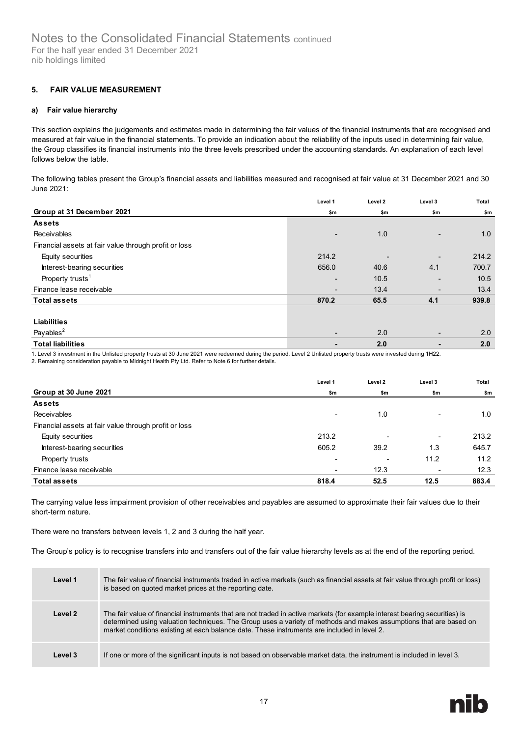## 5. FAIR VALUE MEASUREMENT

### a) Fair value hierarchy

This section explains the judgements and estimates made in determining the fair values of the financial instruments that are recognised and measured at fair value in the financial statements. To provide an indication about the reliability of the inputs used in determining fair value, the Group classifies its financial instruments into the three levels prescribed under the accounting standards. An explanation of each level follows below the table.

The following tables present the Group's financial assets and liabilities measured and recognised at fair value at 31 December 2021 and 30 June 2021:

| Group at 31 December 2021 | Level 1 $m | Level 2 $m | Level 3 $m | Total $m |
|---|---|---|---|---|
| **Assets** | | | | |
| Receivables | - | 1.0 | - | 1.0 |
| Financial assets at fair value through profit or loss | | | | |
| Equity securities | 214.2 | - | - | 214.2 |
| Interest-bearing securities | 656.0 | 40.6 | 4.1 | 700.7 |
| Property trusts[1] | - | 10.5 | - | 10.5 |
| Finance lease receivable | - | 13.4 | - | 13.4 |
| **Total assets** | **870.2** | **65.5** | **4.1** | **939.8** |
| **Liabilities** | | | | |
| Payables[2] | - | 2.0 | - | 2.0 |
| **Total liabilities** | **-** | **2.0** | **-** | **2.0** |

1. Level 3 investment in the Unlisted property trusts at 30 June 2021 were redeemed during the period. Level 2 Unlisted property trusts were invested during 1H22.
2. Remaining consideration payable to Midnight Health Pty Ltd. Refer to Note 6 for further details.

| Group at 30 June 2021 | Level 1 $m | Level 2 $m | Level 3 $m | Total $m |
|---|---|---|---|---|
| **Assets** | | | | |
| Receivables | - | 1.0 | - | 1.0 |
| Financial assets at fair value through profit or loss | | | | |
| Equity securities | 213.2 | - | - | 213.2 |
| Interest-bearing securities | 605.2 | 39.2 | 1.3 | 645.7 |
| Property trusts | - | - | 11.2 | 11.2 |
| Finance lease receivable | - | 12.3 | - | 12.3 |
| **Total assets** | **818.4** | **52.5** | **12.5** | **883.4** |

The carrying value less impairment provision of other receivables and payables are assumed to approximate their fair values due to their short-term nature.

There were no transfers between levels 1, 2 and 3 during the half year.

The Group's policy is to recognise transfers into and transfers out of the fair value hierarchy levels as at the end of the reporting period.

| | |
|---|---|
| **Level 1** | The fair value of financial instruments traded in active markets (such as financial assets at fair value through profit or loss) is based on quoted market prices at the reporting date. |
| **Level 2** | The fair value of financial instruments that are not traded in active markets (for example interest bearing securities) is determined using valuation techniques. The Group uses a variety of methods and makes assumptions that are based on market conditions existing at each balance date. These instruments are included in level 2. |
| **Level 3** | If one or more of the significant inputs is not based on observable market data, the instrument is included in level 3. |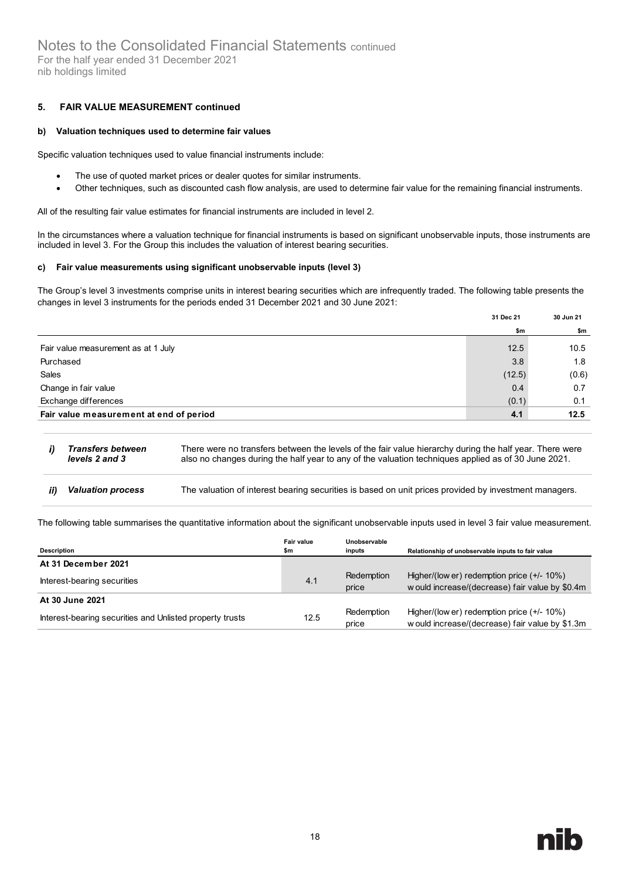### 5. FAIR VALUE MEASUREMENT continued

#### b) Valuation techniques used to determine fair values

Specific valuation techniques used to value financial instruments include:

- The use of quoted market prices or dealer quotes for similar instruments.
- Other techniques, such as discounted cash flow analysis, are used to determine fair value for the remaining financial instruments.

All of the resulting fair value estimates for financial instruments are included in level 2.

In the circumstances where a valuation technique for financial instruments is based on significant unobservable inputs, those instruments are included in level 3. For the Group this includes the valuation of interest bearing securities.

#### c) Fair value measurements using significant unobservable inputs (level 3)

The Group's level 3 investments comprise units in interest bearing securities which are infrequently traded. The following table presents the changes in level 3 instruments for the periods ended 31 December 2021 and 30 June 2021:

| | 31 Dec 21 | 30 Jun 21 |
|---|---|---|
| | $m | $m |
| Fair value measurement as at 1 July | 12.5 | 10.5 |
| Purchased | 3.8 | 1.8 |
| Sales | (12.5) | (0.6) |
| Change in fair value | 0.4 | 0.7 |
| Exchange differences | (0.1) | 0.1 |
| **Fair value measurement at end of period** | **4.1** | **12.5** |

| | | |
|---|---|---|
| ***i)*** | ***Transfers between levels 2 and 3*** | There were no transfers between the levels of the fair value hierarchy during the half year. There were also no changes during the half year to any of the valuation techniques applied as of 30 June 2021. |
| ***ii)*** | ***Valuation process*** | The valuation of interest bearing securities is based on unit prices provided by investment managers. |

The following table summarises the quantitative information about the significant unobservable inputs used in level 3 fair value measurement.

| Description | Fair value $m | Unobservable inputs | Relationship of unobservable inputs to fair value |
|---|---|---|---|
| **At 31 December 2021** | | | |
| Interest-bearing securities | 4.1 | Redemption price | Higher/(lower) redemption price (+/- 10%) would increase/(decrease) fair value by $0.4m |
| **At 30 June 2021** | | | |
| Interest-bearing securities and Unlisted property trusts | 12.5 | Redemption price | Higher/(lower) redemption price (+/- 10%) would increase/(decrease) fair value by $1.3m |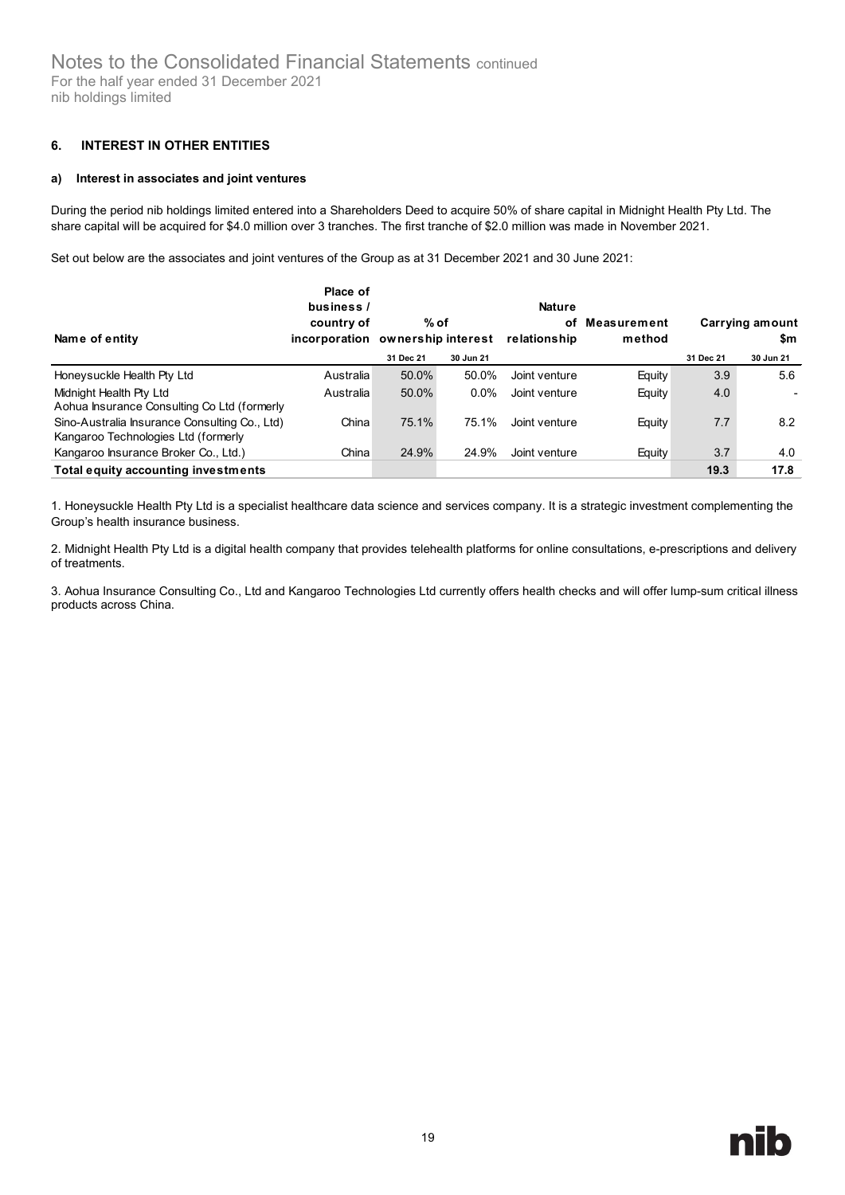## 6. INTEREST IN OTHER ENTITIES

### a) Interest in associates and joint ventures

During the period nib holdings limited entered into a Shareholders Deed to acquire 50% of share capital in Midnight Health Pty Ltd. The share capital will be acquired for $4.0 million over 3 tranches. The first tranche of $2.0 million was made in November 2021.

Set out below are the associates and joint ventures of the Group as at 31 December 2021 and 30 June 2021:

| Name of entity | Place of business / country of incorporation | % of ownership interest | | Nature of relationship | Measurement method | Carrying amount $m | |
|---|---|---|---|---|---|---|---|
| | | 31 Dec 21 | 30 Jun 21 | | | 31 Dec 21 | 30 Jun 21 |
| Honeysuckle Health Pty Ltd | Australia | 50.0% | 50.0% | Joint venture | Equity | 3.9 | 5.6 |
| Midnight Health Pty Ltd | Australia | 50.0% | 0.0% | Joint venture | Equity | 4.0 | - |
| Aohua Insurance Consulting Co Ltd (formerly Sino-Australia Insurance Consulting Co., Ltd) | China | 75.1% | 75.1% | Joint venture | Equity | 7.7 | 8.2 |
| Kangaroo Technologies Ltd (formerly Kangaroo Insurance Broker Co., Ltd.) | China | 24.9% | 24.9% | Joint venture | Equity | 3.7 | 4.0 |
| **Total equity accounting investments** | | | | | | **19.3** | **17.8** |

1. Honeysuckle Health Pty Ltd is a specialist healthcare data science and services company. It is a strategic investment complementing the Group's health insurance business.

2. Midnight Health Pty Ltd is a digital health company that provides telehealth platforms for online consultations, e-prescriptions and delivery of treatments.

3. Aohua Insurance Consulting Co., Ltd and Kangaroo Technologies Ltd currently offers health checks and will offer lump-sum critical illness products across China.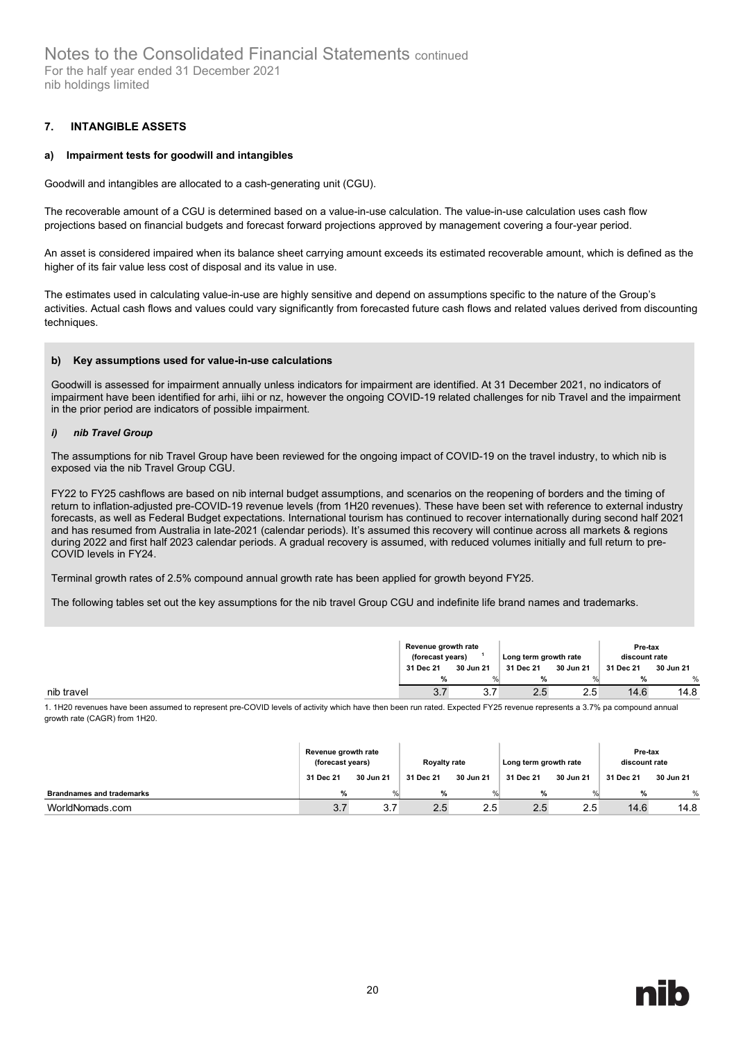## 7. INTANGIBLE ASSETS

### a) Impairment tests for goodwill and intangibles

Goodwill and intangibles are allocated to a cash-generating unit (CGU).

The recoverable amount of a CGU is determined based on a value-in-use calculation. The value-in-use calculation uses cash flow projections based on financial budgets and forecast forward projections approved by management covering a four-year period.

An asset is considered impaired when its balance sheet carrying amount exceeds its estimated recoverable amount, which is defined as the higher of its fair value less cost of disposal and its value in use.

The estimates used in calculating value-in-use are highly sensitive and depend on assumptions specific to the nature of the Group's activities. Actual cash flows and values could vary significantly from forecasted future cash flows and related values derived from discounting techniques.

### b) Key assumptions used for value-in-use calculations

Goodwill is assessed for impairment annually unless indicators for impairment are identified. At 31 December 2021, no indicators of impairment have been identified for arhi, iihi or nz, however the ongoing COVID-19 related challenges for nib Travel and the impairment in the prior period are indicators of possible impairment.

#### *i) nib Travel Group*

The assumptions for nib Travel Group have been reviewed for the ongoing impact of COVID-19 on the travel industry, to which nib is exposed via the nib Travel Group CGU.

FY22 to FY25 cashflows are based on nib internal budget assumptions, and scenarios on the reopening of borders and the timing of return to inflation-adjusted pre-COVID-19 revenue levels (from 1H20 revenues). These have been set with reference to external industry forecasts, as well as Federal Budget expectations. International tourism has continued to recover internationally during second half 2021 and has resumed from Australia in late-2021 (calendar periods). It's assumed this recovery will continue across all markets & regions during 2022 and first half 2023 calendar periods. A gradual recovery is assumed, with reduced volumes initially and full return to pre-COVID levels in FY24.

Terminal growth rates of 2.5% compound annual growth rate has been applied for growth beyond FY25.

The following tables set out the key assumptions for the nib travel Group CGU and indefinite life brand names and trademarks.

| | Revenue growth rate (forecast years)[1] | | Long term growth rate | | Pre-tax discount rate | |
|---|---|---|---|---|---|---|
| | 31 Dec 21 | 30 Jun 21 | 31 Dec 21 | 30 Jun 21 | 31 Dec 21 | 30 Jun 21 |
| | % | % | % | % | % | % |
| nib travel | 3.7 | 3.7 | 2.5 | 2.5 | 14.6 | 14.8 |

1. 1H20 revenues have been assumed to represent pre-COVID levels of activity which have then been run rated. Expected FY25 revenue represents a 3.7% pa compound annual growth rate (CAGR) from 1H20.

| | Revenue growth rate (forecast years) | | Royalty rate | | Long term growth rate | | Pre-tax discount rate | |
|---|---|---|---|---|---|---|---|---|
| | 31 Dec 21 | 30 Jun 21 | 31 Dec 21 | 30 Jun 21 | 31 Dec 21 | 30 Jun 21 | 31 Dec 21 | 30 Jun 21 |
| **Brandnames and trademarks** | % | % | % | % | % | % | % | % |
| WorldNomads.com | 3.7 | 3.7 | 2.5 | 2.5 | 2.5 | 2.5 | 14.6 | 14.8 |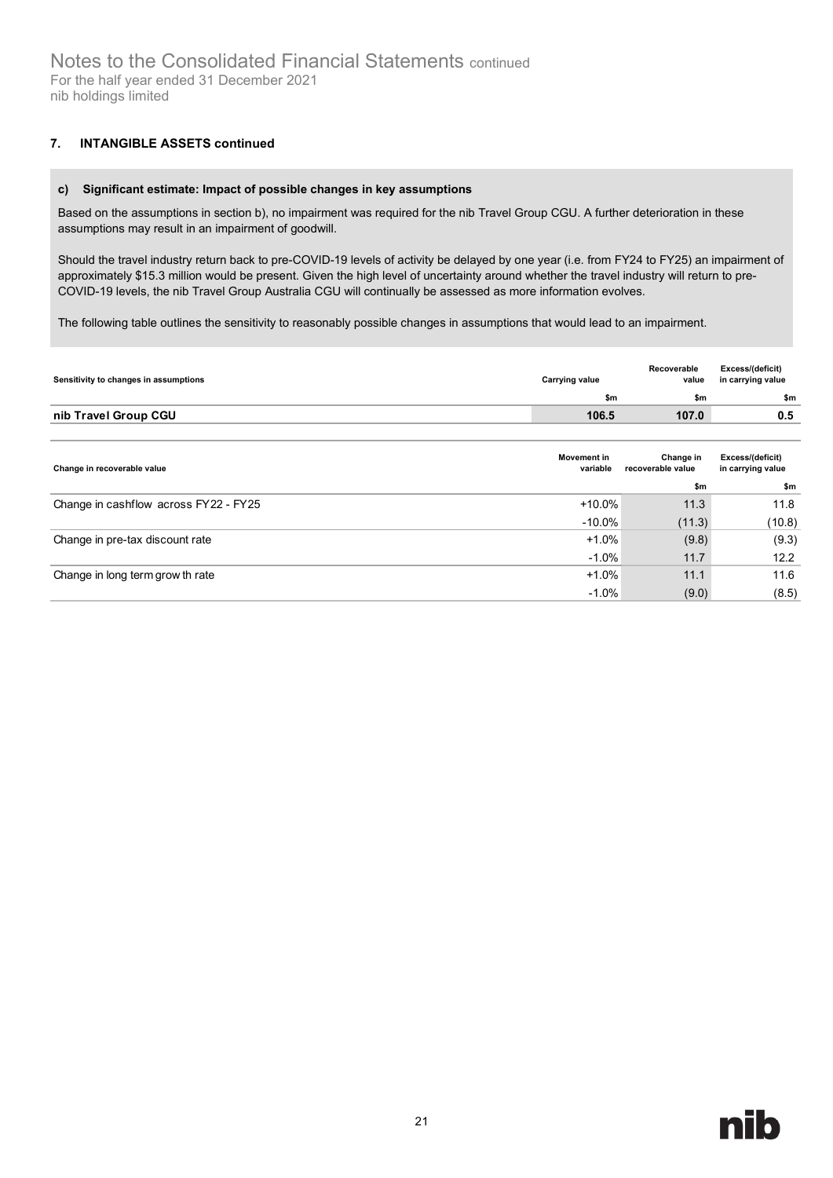## 7. INTANGIBLE ASSETS continued

### c) Significant estimate: Impact of possible changes in key assumptions

Based on the assumptions in section b), no impairment was required for the nib Travel Group CGU. A further deterioration in these assumptions may result in an impairment of goodwill.

Should the travel industry return back to pre-COVID-19 levels of activity be delayed by one year (i.e. from FY24 to FY25) an impairment of approximately $15.3 million would be present. Given the high level of uncertainty around whether the travel industry will return to pre-COVID-19 levels, the nib Travel Group Australia CGU will continually be assessed as more information evolves.

The following table outlines the sensitivity to reasonably possible changes in assumptions that would lead to an impairment.

| Sensitivity to changes in assumptions | Carrying value | Recoverable value | Excess/(deficit) in carrying value |
|---|---|---|---|
| | $m | $m | $m |
| **nib Travel Group CGU** | **106.5** | **107.0** | **0.5** |

| Change in recoverable value | Movement in variable | Change in recoverable value | Excess/(deficit) in carrying value |
|---|---|---|---|
| | | $m | $m |
| Change in cashflow across FY22 - FY25 | +10.0% | 11.3 | 11.8 |
| | -10.0% | (11.3) | (10.8) |
| Change in pre-tax discount rate | +1.0% | (9.8) | (9.3) |
| | -1.0% | 11.7 | 12.2 |
| Change in long term growth rate | +1.0% | 11.1 | 11.6 |
| | -1.0% | (9.0) | (8.5) |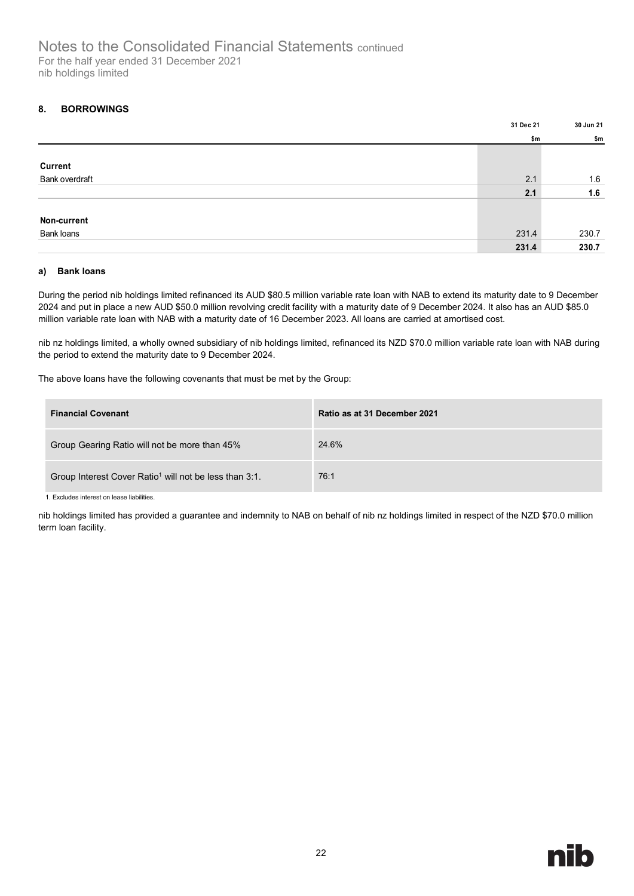## 8. BORROWINGS

| | 31 Dec 21 | 30 Jun 21 |
|---|---|---|
| | $m | $m |
| **Current** | | |
| Bank overdraft | 2.1 | 1.6 |
| | **2.1** | **1.6** |
| **Non-current** | | |
| Bank loans | 231.4 | 230.7 |
| | **231.4** | **230.7** |

### a) Bank loans

During the period nib holdings limited refinanced its AUD $80.5 million variable rate loan with NAB to extend its maturity date to 9 December 2024 and put in place a new AUD $50.0 million revolving credit facility with a maturity date of 9 December 2024. It also has an AUD $85.0 million variable rate loan with NAB with a maturity date of 16 December 2023. All loans are carried at amortised cost.

nib nz holdings limited, a wholly owned subsidiary of nib holdings limited, refinanced its NZD $70.0 million variable rate loan with NAB during the period to extend the maturity date to 9 December 2024.

The above loans have the following covenants that must be met by the Group:

| Financial Covenant | Ratio as at 31 December 2021 |
|---|---|
| Group Gearing Ratio will not be more than 45% | 24.6% |
| Group Interest Cover Ratio[1] will not be less than 3:1. | 76:1 |

1. Excludes interest on lease liabilities.

nib holdings limited has provided a guarantee and indemnity to NAB on behalf of nib nz holdings limited in respect of the NZD $70.0 million term loan facility.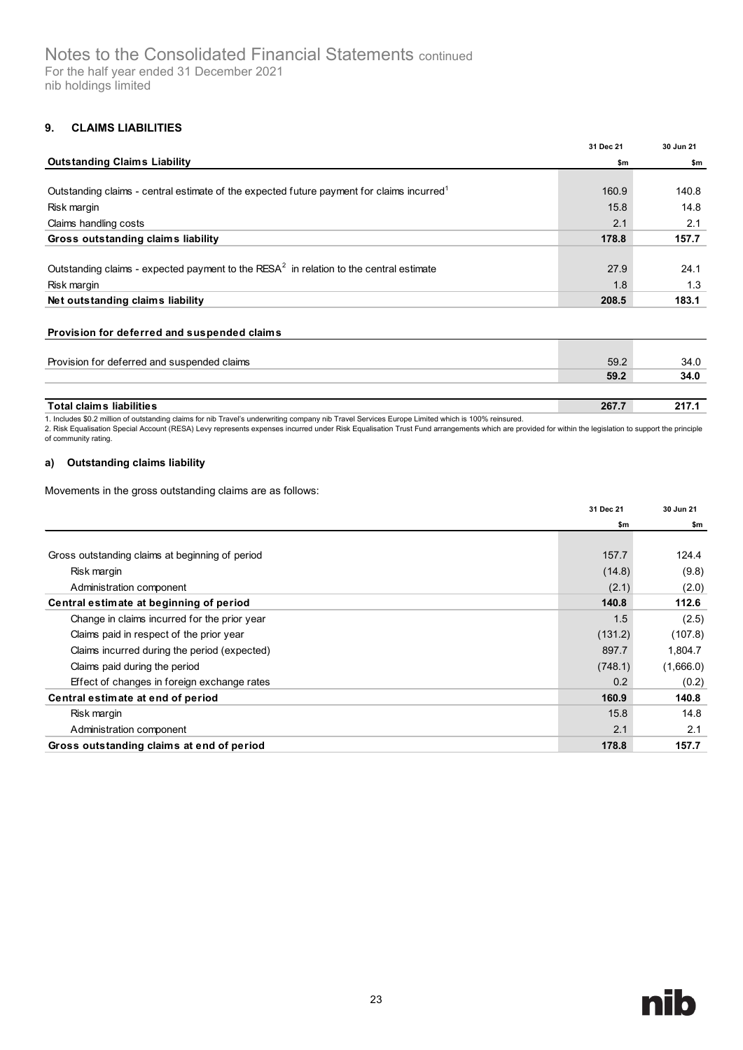Notes to the Consolidated Financial Statements continued
For the half year ended 31 December 2021
nib holdings limited

## 9. CLAIMS LIABILITIES

| Outstanding Claims Liability | 31 Dec 21 $m | 30 Jun 21 $m |
|---|---|---|
| Outstanding claims - central estimate of the expected future payment for claims incurred[1] | 160.9 | 140.8 |
| Risk margin | 15.8 | 14.8 |
| Claims handling costs | 2.1 | 2.1 |
| **Gross outstanding claims liability** | **178.8** | **157.7** |
| Outstanding claims - expected payment to the RESA[2] in relation to the central estimate | 27.9 | 24.1 |
| Risk margin | 1.8 | 1.3 |
| **Net outstanding claims liability** | **208.5** | **183.1** |
| **Provision for deferred and suspended claims** | | |
| Provision for deferred and suspended claims | 59.2 | 34.0 |
| | **59.2** | **34.0** |
| **Total claims liabilities** | **267.7** | **217.1** |

1. Includes $0.2 million of outstanding claims for nib Travel's underwriting company nib Travel Services Europe Limited which is 100% reinsured.
2. Risk Equalisation Special Account (RESA) Levy represents expenses incurred under Risk Equalisation Trust Fund arrangements which are provided for within the legislation to support the principle of community rating.

### a) Outstanding claims liability

Movements in the gross outstanding claims are as follows:

| | 31 Dec 21 $m | 30 Jun 21 $m |
|---|---|---|
| Gross outstanding claims at beginning of period | 157.7 | 124.4 |
| Risk margin | (14.8) | (9.8) |
| Administration component | (2.1) | (2.0) |
| **Central estimate at beginning of period** | **140.8** | **112.6** |
| Change in claims incurred for the prior year | 1.5 | (2.5) |
| Claims paid in respect of the prior year | (131.2) | (107.8) |
| Claims incurred during the period (expected) | 897.7 | 1,804.7 |
| Claims paid during the period | (748.1) | (1,666.0) |
| Effect of changes in foreign exchange rates | 0.2 | (0.2) |
| **Central estimate at end of period** | **160.9** | **140.8** |
| Risk margin | 15.8 | 14.8 |
| Administration component | 2.1 | 2.1 |
| **Gross outstanding claims at end of period** | **178.8** | **157.7** |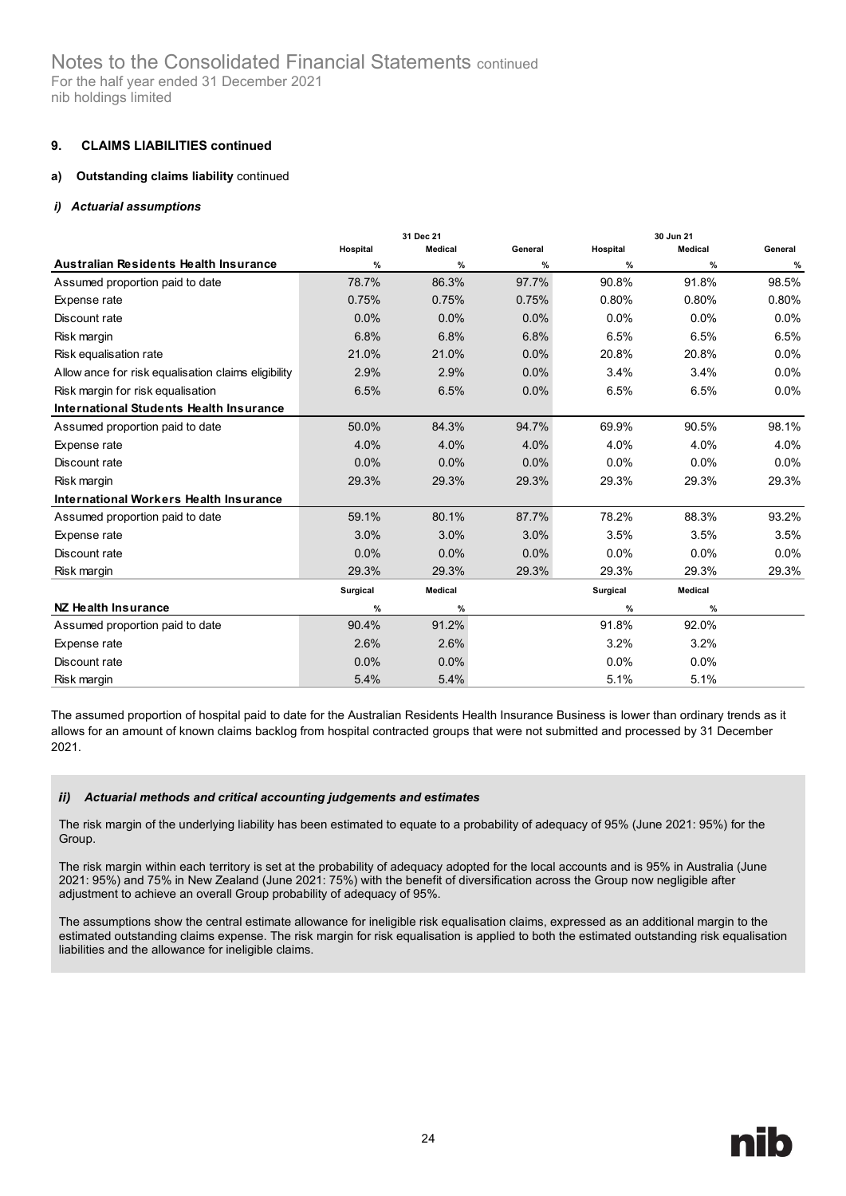### 9. CLAIMS LIABILITIES continued

#### a) Outstanding claims liability continued

##### *i) Actuarial assumptions*

| | 31 Dec 21 | | | 30 Jun 21 | | |
|---|---|---|---|---|---|---|
| | Hospital | Medical | General | Hospital | Medical | General |
| **Australian Residents Health Insurance** | % | % | % | % | % | % |
| Assumed proportion paid to date | 78.7% | 86.3% | 97.7% | 90.8% | 91.8% | 98.5% |
| Expense rate | 0.75% | 0.75% | 0.75% | 0.80% | 0.80% | 0.80% |
| Discount rate | 0.0% | 0.0% | 0.0% | 0.0% | 0.0% | 0.0% |
| Risk margin | 6.8% | 6.8% | 6.8% | 6.5% | 6.5% | 6.5% |
| Risk equalisation rate | 21.0% | 21.0% | 0.0% | 20.8% | 20.8% | 0.0% |
| Allowance for risk equalisation claims eligibility | 2.9% | 2.9% | 0.0% | 3.4% | 3.4% | 0.0% |
| Risk margin for risk equalisation | 6.5% | 6.5% | 0.0% | 6.5% | 6.5% | 0.0% |
| **International Students Health Insurance** | | | | | | |
| Assumed proportion paid to date | 50.0% | 84.3% | 94.7% | 69.9% | 90.5% | 98.1% |
| Expense rate | 4.0% | 4.0% | 4.0% | 4.0% | 4.0% | 4.0% |
| Discount rate | 0.0% | 0.0% | 0.0% | 0.0% | 0.0% | 0.0% |
| Risk margin | 29.3% | 29.3% | 29.3% | 29.3% | 29.3% | 29.3% |
| **International Workers Health Insurance** | | | | | | |
| Assumed proportion paid to date | 59.1% | 80.1% | 87.7% | 78.2% | 88.3% | 93.2% |
| Expense rate | 3.0% | 3.0% | 3.0% | 3.5% | 3.5% | 3.5% |
| Discount rate | 0.0% | 0.0% | 0.0% | 0.0% | 0.0% | 0.0% |
| Risk margin | 29.3% | 29.3% | 29.3% | 29.3% | 29.3% | 29.3% |
| | Surgical | Medical | | Surgical | Medical | |
| **NZ Health Insurance** | % | % | | % | % | |
| Assumed proportion paid to date | 90.4% | 91.2% | | 91.8% | 92.0% | |
| Expense rate | 2.6% | 2.6% | | 3.2% | 3.2% | |
| Discount rate | 0.0% | 0.0% | | 0.0% | 0.0% | |
| Risk margin | 5.4% | 5.4% | | 5.1% | 5.1% | |

The assumed proportion of hospital paid to date for the Australian Residents Health Insurance Business is lower than ordinary trends as it allows for an amount of known claims backlog from hospital contracted groups that were not submitted and processed by 31 December 2021.

##### *ii) Actuarial methods and critical accounting judgements and estimates*

The risk margin of the underlying liability has been estimated to equate to a probability of adequacy of 95% (June 2021: 95%) for the Group.

The risk margin within each territory is set at the probability of adequacy adopted for the local accounts and is 95% in Australia (June 2021: 95%) and 75% in New Zealand (June 2021: 75%) with the benefit of diversification across the Group now negligible after adjustment to achieve an overall Group probability of adequacy of 95%.

The assumptions show the central estimate allowance for ineligible risk equalisation claims, expressed as an additional margin to the estimated outstanding claims expense. The risk margin for risk equalisation is applied to both the estimated outstanding risk equalisation liabilities and the allowance for ineligible claims.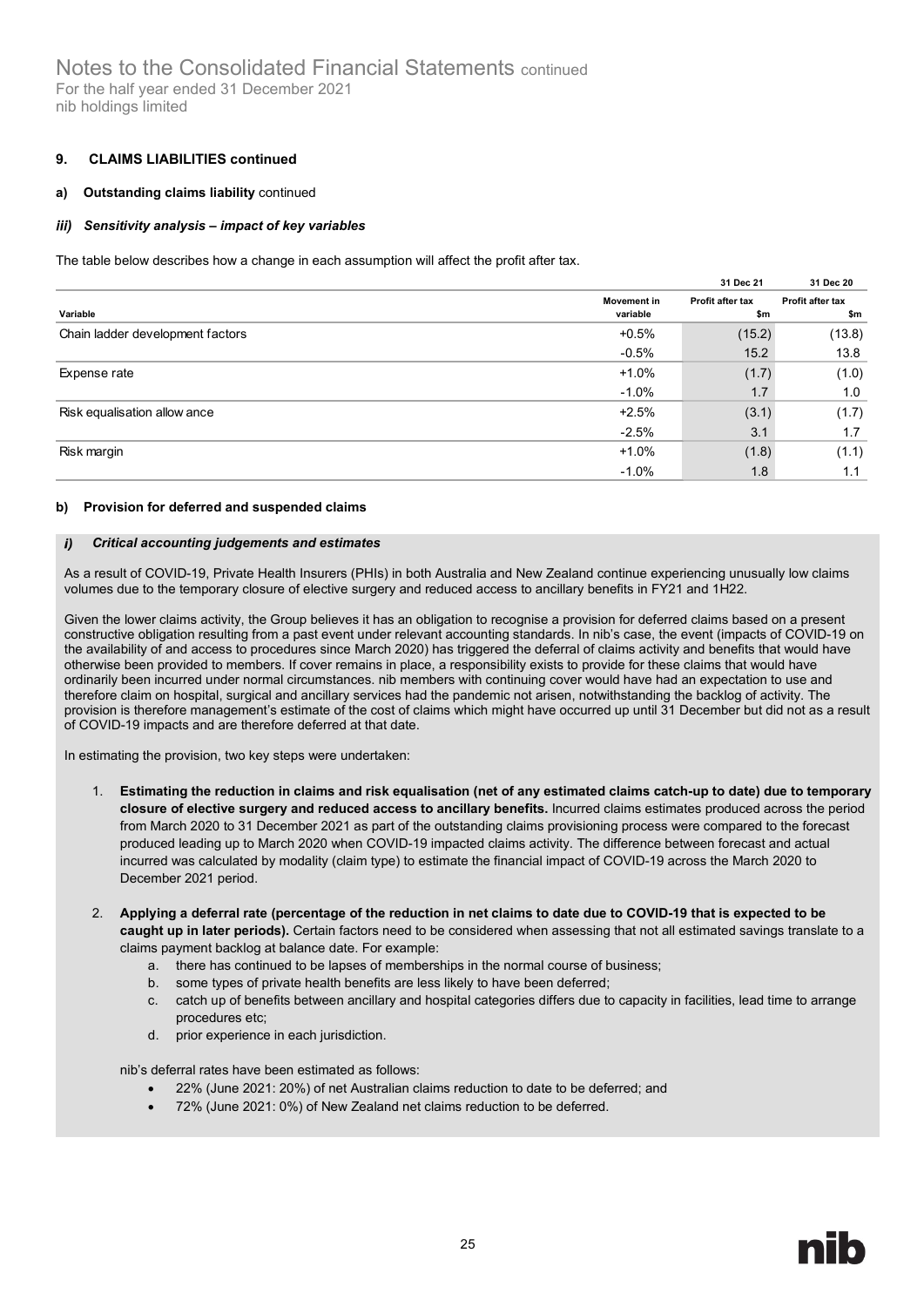## 9. CLAIMS LIABILITIES continued

### a) Outstanding claims liability continued

#### *iii) Sensitivity analysis – impact of key variables*

The table below describes how a change in each assumption will affect the profit after tax.

| Variable | Movement in variable | 31 Dec 21 Profit after tax $m | 31 Dec 20 Profit after tax $m |
|---|---|---|---|
| Chain ladder development factors | +0.5% | (15.2) | (13.8) |
| | -0.5% | 15.2 | 13.8 |
| Expense rate | +1.0% | (1.7) | (1.0) |
| | -1.0% | 1.7 | 1.0 |
| Risk equalisation allow ance | +2.5% | (3.1) | (1.7) |
| | -2.5% | 3.1 | 1.7 |
| Risk margin | +1.0% | (1.8) | (1.1) |
| | -1.0% | 1.8 | 1.1 |

### b) Provision for deferred and suspended claims

#### *i) Critical accounting judgements and estimates*

As a result of COVID-19, Private Health Insurers (PHIs) in both Australia and New Zealand continue experiencing unusually low claims volumes due to the temporary closure of elective surgery and reduced access to ancillary benefits in FY21 and 1H22.

Given the lower claims activity, the Group believes it has an obligation to recognise a provision for deferred claims based on a present constructive obligation resulting from a past event under relevant accounting standards. In nib's case, the event (impacts of COVID-19 on the availability of and access to procedures since March 2020) has triggered the deferral of claims activity and benefits that would have otherwise been provided to members. If cover remains in place, a responsibility exists to provide for these claims that would have ordinarily been incurred under normal circumstances. nib members with continuing cover would have had an expectation to use and therefore claim on hospital, surgical and ancillary services had the pandemic not arisen, notwithstanding the backlog of activity. The provision is therefore management's estimate of the cost of claims which might have occurred up until 31 December but did not as a result of COVID-19 impacts and are therefore deferred at that date.

In estimating the provision, two key steps were undertaken:

1. **Estimating the reduction in claims and risk equalisation (net of any estimated claims catch-up to date) due to temporary closure of elective surgery and reduced access to ancillary benefits.** Incurred claims estimates produced across the period from March 2020 to 31 December 2021 as part of the outstanding claims provisioning process were compared to the forecast produced leading up to March 2020 when COVID-19 impacted claims activity. The difference between forecast and actual incurred was calculated by modality (claim type) to estimate the financial impact of COVID-19 across the March 2020 to December 2021 period.

2. **Applying a deferral rate (percentage of the reduction in net claims to date due to COVID-19 that is expected to be caught up in later periods).** Certain factors need to be considered when assessing that not all estimated savings translate to a claims payment backlog at balance date. For example:
   a. there has continued to be lapses of memberships in the normal course of business;
   b. some types of private health benefits are less likely to have been deferred;
   c. catch up of benefits between ancillary and hospital categories differs due to capacity in facilities, lead time to arrange procedures etc;
   d. prior experience in each jurisdiction.

   nib's deferral rates have been estimated as follows:
   - 22% (June 2021: 20%) of net Australian claims reduction to date to be deferred; and
   - 72% (June 2021: 0%) of New Zealand net claims reduction to be deferred.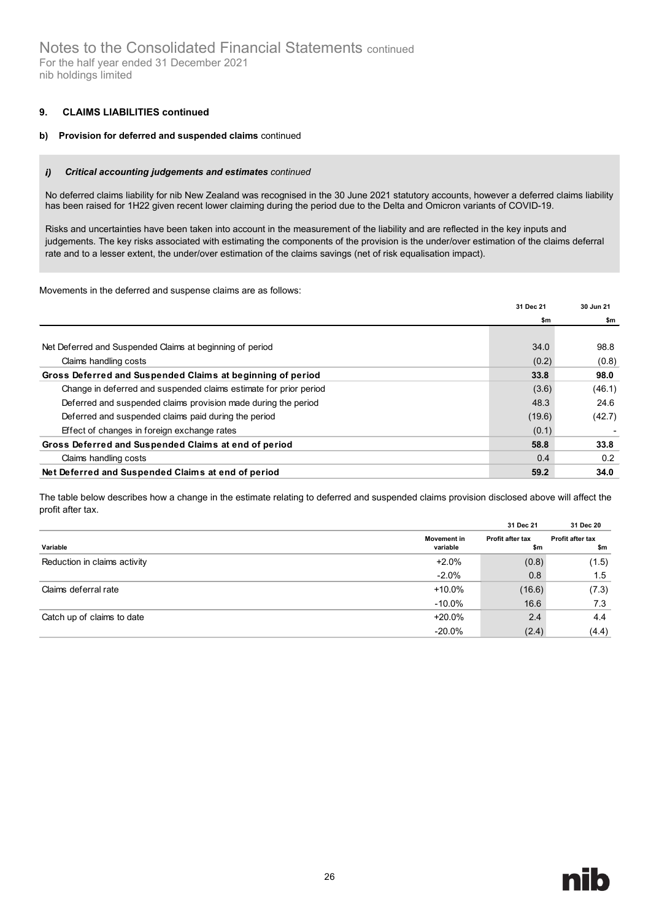### 9. CLAIMS LIABILITIES continued

#### b) Provision for deferred and suspended claims continued

***i) Critical accounting judgements and estimates** continued*

No deferred claims liability for nib New Zealand was recognised in the 30 June 2021 statutory accounts, however a deferred claims liability has been raised for 1H22 given recent lower claiming during the period due to the Delta and Omicron variants of COVID-19.

Risks and uncertainties have been taken into account in the measurement of the liability and are reflected in the key inputs and judgements. The key risks associated with estimating the components of the provision is the under/over estimation of the claims deferral rate and to a lesser extent, the under/over estimation of the claims savings (net of risk equalisation impact).

Movements in the deferred and suspense claims are as follows:

| | 31 Dec 21 $m | 30 Jun 21 $m |
|---|---|---|
| Net Deferred and Suspended Claims at beginning of period | 34.0 | 98.8 |
| Claims handling costs | (0.2) | (0.8) |
| **Gross Deferred and Suspended Claims at beginning of period** | **33.8** | **98.0** |
| Change in deferred and suspended claims estimate for prior period | (3.6) | (46.1) |
| Deferred and suspended claims provision made during the period | 48.3 | 24.6 |
| Deferred and suspended claims paid during the period | (19.6) | (42.7) |
| Effect of changes in foreign exchange rates | (0.1) | - |
| **Gross Deferred and Suspended Claims at end of period** | **58.8** | **33.8** |
| Claims handling costs | 0.4 | 0.2 |
| **Net Deferred and Suspended Claims at end of period** | **59.2** | **34.0** |

The table below describes how a change in the estimate relating to deferred and suspended claims provision disclosed above will affect the profit after tax.

| Variable | Movement in variable | 31 Dec 21 Profit after tax $m | 31 Dec 20 Profit after tax $m |
|---|---|---|---|
| Reduction in claims activity | +2.0% | (0.8) | (1.5) |
| | -2.0% | 0.8 | 1.5 |
| Claims deferral rate | +10.0% | (16.6) | (7.3) |
| | -10.0% | 16.6 | 7.3 |
| Catch up of claims to date | +20.0% | 2.4 | 4.4 |
| | -20.0% | (2.4) | (4.4) |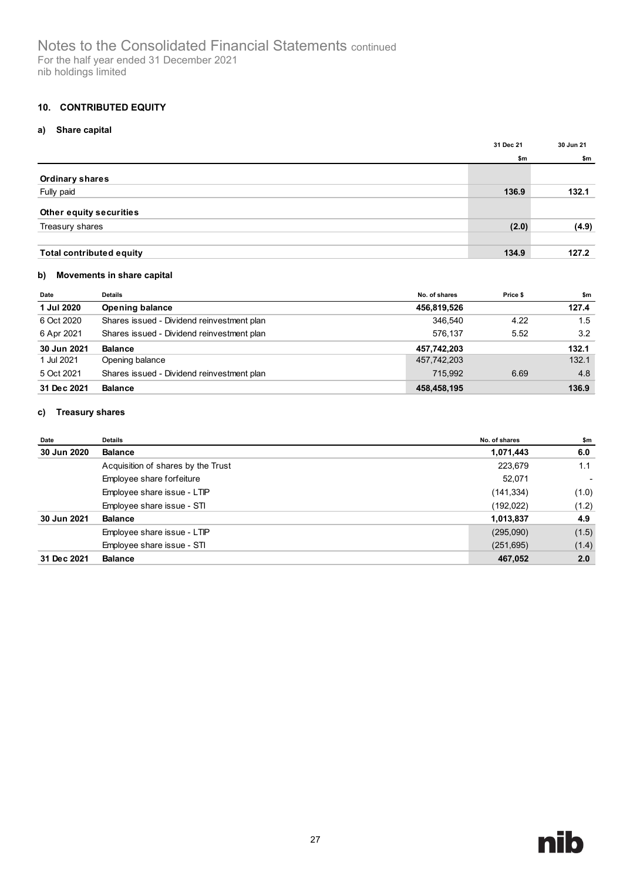Notes to the Consolidated Financial Statements continued
For the half year ended 31 December 2021
nib holdings limited

## 10. CONTRIBUTED EQUITY

### a) Share capital

| | 31 Dec 21 | 30 Jun 21 |
|---|---|---|
| | $m | $m |
| **Ordinary shares** | | |
| Fully paid | **136.9** | **132.1** |
| **Other equity securities** | | |
| Treasury shares | **(2.0)** | **(4.9)** |
| **Total contributed equity** | **134.9** | **127.2** |

### b) Movements in share capital

| Date | Details | No. of shares | Price $ | $m |
|---|---|---|---|---|
| **1 Jul 2020** | **Opening balance** | **456,819,526** | | **127.4** |
| 6 Oct 2020 | Shares issued - Dividend reinvestment plan | 346,540 | 4.22 | 1.5 |
| 6 Apr 2021 | Shares issued - Dividend reinvestment plan | 576,137 | 5.52 | 3.2 |
| **30 Jun 2021** | **Balance** | **457,742,203** | | **132.1** |
| 1 Jul 2021 | Opening balance | 457,742,203 | | 132.1 |
| 5 Oct 2021 | Shares issued - Dividend reinvestment plan | 715,992 | 6.69 | 4.8 |
| **31 Dec 2021** | **Balance** | **458,458,195** | | **136.9** |

### c) Treasury shares

| Date | Details | No. of shares | $m |
|---|---|---|---|
| **30 Jun 2020** | **Balance** | **1,071,443** | **6.0** |
| | Acquisition of shares by the Trust | 223,679 | 1.1 |
| | Employee share forfeiture | 52,071 | - |
| | Employee share issue - LTIP | (141,334) | (1.0) |
| | Employee share issue - STI | (192,022) | (1.2) |
| **30 Jun 2021** | **Balance** | **1,013,837** | **4.9** |
| | Employee share issue - LTIP | (295,090) | (1.5) |
| | Employee share issue - STI | (251,695) | (1.4) |
| **31 Dec 2021** | **Balance** | **467,052** | **2.0** |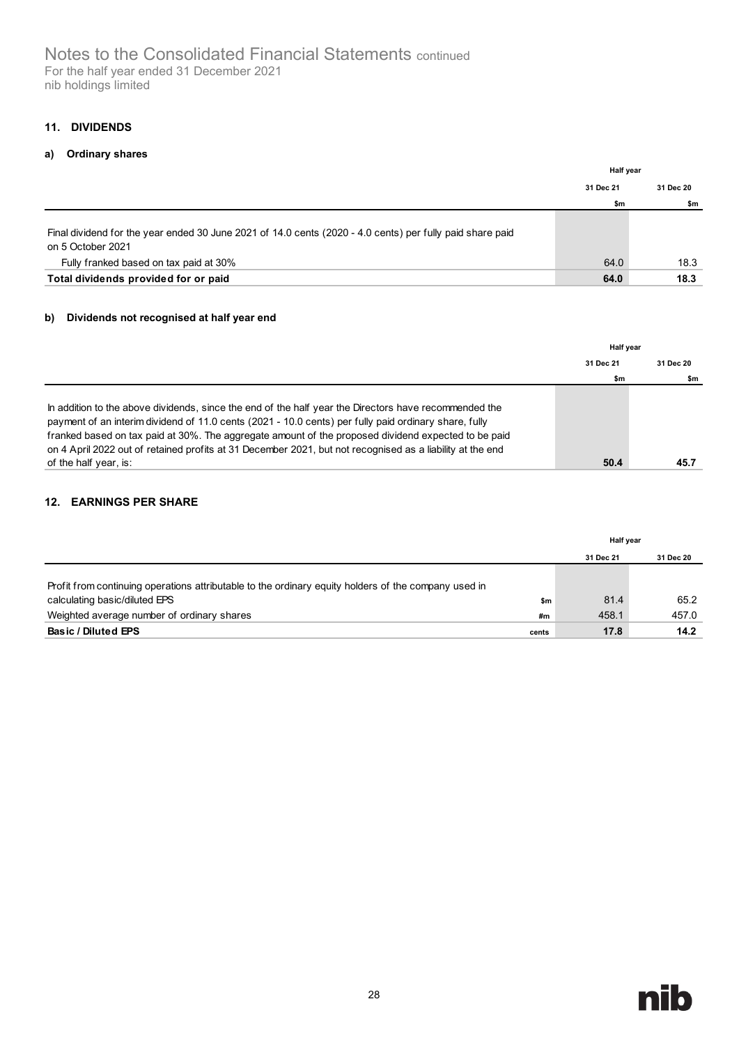## 11. DIVIDENDS

### a) Ordinary shares

| | Half year | |
|---|---|---|
| | 31 Dec 21 | 31 Dec 20 |
| | $m | $m |
| Final dividend for the year ended 30 June 2021 of 14.0 cents (2020 - 4.0 cents) per fully paid share paid on 5 October 2021 | | |
| Fully franked based on tax paid at 30% | 64.0 | 18.3 |
| **Total dividends provided for or paid** | **64.0** | **18.3** |

### b) Dividends not recognised at half year end

| | Half year | |
|---|---|---|
| | 31 Dec 21 | 31 Dec 20 |
| | $m | $m |
| In addition to the above dividends, since the end of the half year the Directors have recommended the payment of an interim dividend of 11.0 cents (2021 - 10.0 cents) per fully paid ordinary share, fully franked based on tax paid at 30%. The aggregate amount of the proposed dividend expected to be paid on 4 April 2022 out of retained profits at 31 December 2021, but not recognised as a liability at the end of the half year, is: | **50.4** | **45.7** |

## 12. EARNINGS PER SHARE

| | | Half year | |
|---|---|---|---|
| | | 31 Dec 21 | 31 Dec 20 |
| Profit from continuing operations attributable to the ordinary equity holders of the company used in calculating basic/diluted EPS | $m | 81.4 | 65.2 |
| Weighted average number of ordinary shares | #m | 458.1 | 457.0 |
| **Basic / Diluted EPS** | cents | **17.8** | **14.2** |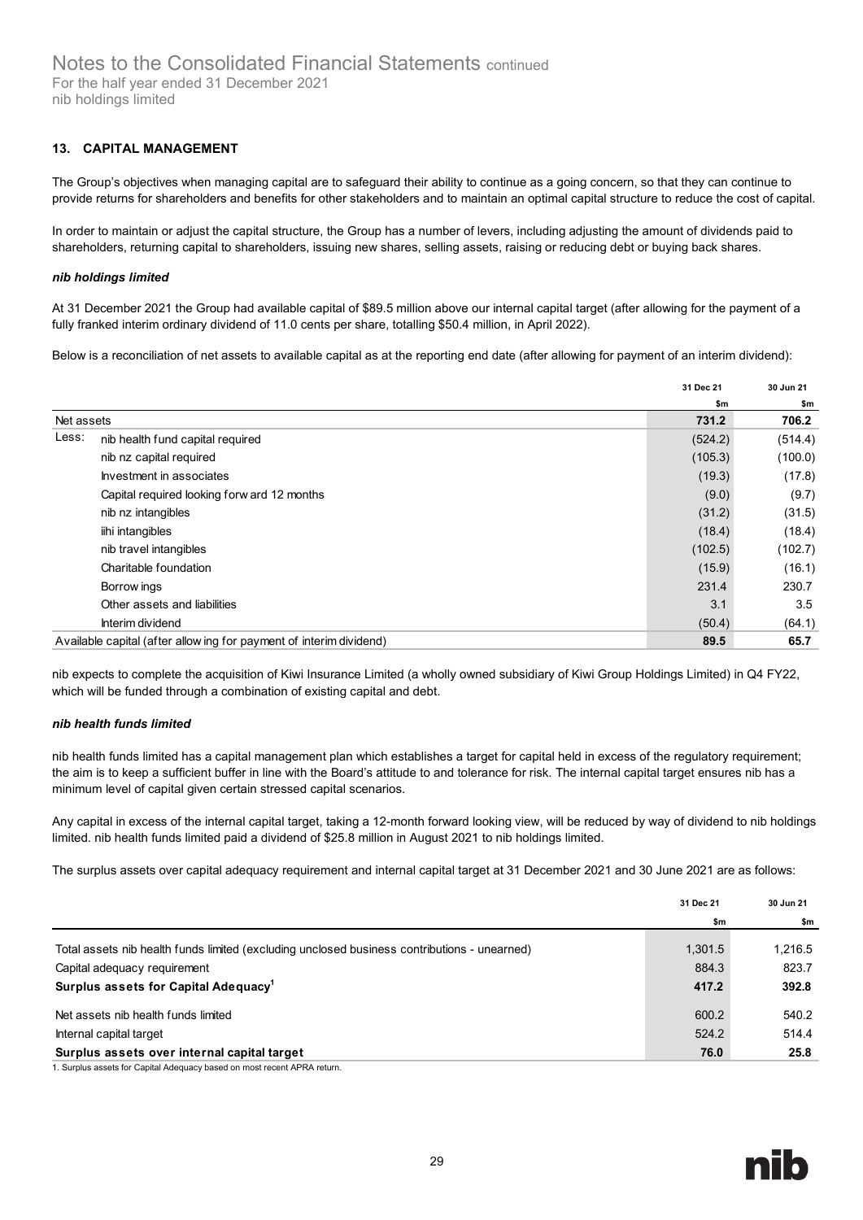## 13. CAPITAL MANAGEMENT

The Group's objectives when managing capital are to safeguard their ability to continue as a going concern, so that they can continue to provide returns for shareholders and benefits for other stakeholders and to maintain an optimal capital structure to reduce the cost of capital.

In order to maintain or adjust the capital structure, the Group has a number of levers, including adjusting the amount of dividends paid to shareholders, returning capital to shareholders, issuing new shares, selling assets, raising or reducing debt or buying back shares.

### *nib holdings limited*

At 31 December 2021 the Group had available capital of $89.5 million above our internal capital target (after allowing for the payment of a fully franked interim ordinary dividend of 11.0 cents per share, totalling $50.4 million, in April 2022).

Below is a reconciliation of net assets to available capital as at the reporting end date (after allowing for payment of an interim dividend):

| | | 31 Dec 21 | 30 Jun 21 |
|---|---|---|---|
| | | $m | $m |
| Net assets | | **731.2** | **706.2** |
| Less: | nib health fund capital required | (524.2) | (514.4) |
| | nib nz capital required | (105.3) | (100.0) |
| | Investment in associates | (19.3) | (17.8) |
| | Capital required looking forward 12 months | (9.0) | (9.7) |
| | nib nz intangibles | (31.2) | (31.5) |
| | iihi intangibles | (18.4) | (18.4) |
| | nib travel intangibles | (102.5) | (102.7) |
| | Charitable foundation | (15.9) | (16.1) |
| | Borrowings | 231.4 | 230.7 |
| | Other assets and liabilities | 3.1 | 3.5 |
| | Interim dividend | (50.4) | (64.1) |
| Available capital (after allowing for payment of interim dividend) | | **89.5** | **65.7** |

nib expects to complete the acquisition of Kiwi Insurance Limited (a wholly owned subsidiary of Kiwi Group Holdings Limited) in Q4 FY22, which will be funded through a combination of existing capital and debt.

### *nib health funds limited*

nib health funds limited has a capital management plan which establishes a target for capital held in excess of the regulatory requirement; the aim is to keep a sufficient buffer in line with the Board's attitude to and tolerance for risk. The internal capital target ensures nib has a minimum level of capital given certain stressed capital scenarios.

Any capital in excess of the internal capital target, taking a 12-month forward looking view, will be reduced by way of dividend to nib holdings limited. nib health funds limited paid a dividend of $25.8 million in August 2021 to nib holdings limited.

The surplus assets over capital adequacy requirement and internal capital target at 31 December 2021 and 30 June 2021 are as follows:

| | 31 Dec 21 | 30 Jun 21 |
|---|---|---|
| | $m | $m |
| Total assets nib health funds limited (excluding unclosed business contributions - unearned) | 1,301.5 | 1,216.5 |
| Capital adequacy requirement | 884.3 | 823.7 |
| **Surplus assets for Capital Adequacy[1]** | **417.2** | **392.8** |
| Net assets nib health funds limited | 600.2 | 540.2 |
| Internal capital target | 524.2 | 514.4 |
| **Surplus assets over internal capital target** | **76.0** | **25.8** |

1. Surplus assets for Capital Adequacy based on most recent APRA return.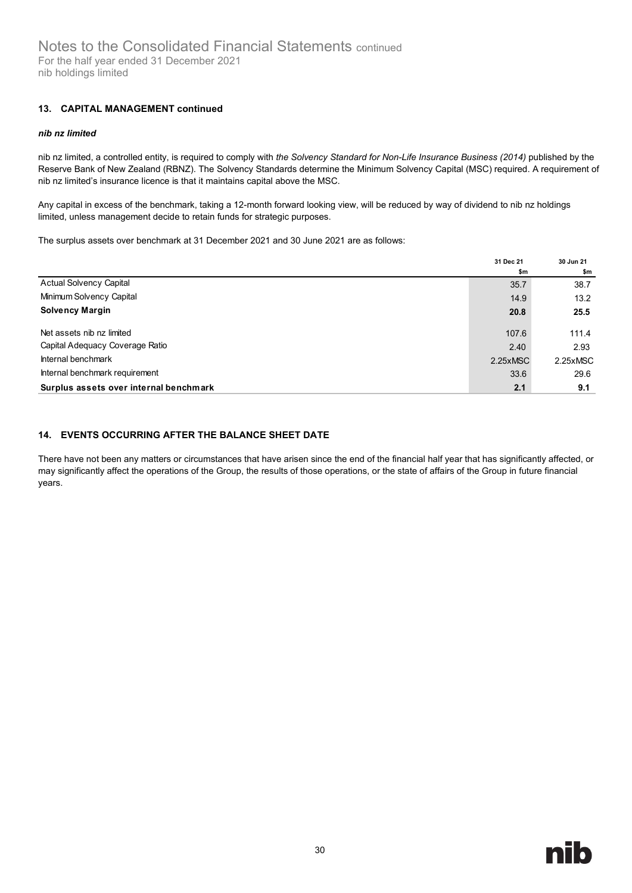## 13. CAPITAL MANAGEMENT continued

### *nib nz limited*

nib nz limited, a controlled entity, is required to comply with *the Solvency Standard for Non-Life Insurance Business (2014)* published by the Reserve Bank of New Zealand (RBNZ). The Solvency Standards determine the Minimum Solvency Capital (MSC) required. A requirement of nib nz limited's insurance licence is that it maintains capital above the MSC.

Any capital in excess of the benchmark, taking a 12-month forward looking view, will be reduced by way of dividend to nib nz holdings limited, unless management decide to retain funds for strategic purposes.

The surplus assets over benchmark at 31 December 2021 and 30 June 2021 are as follows:

| | 31 Dec 21 $m | 30 Jun 21 $m |
|---|---|---|
| Actual Solvency Capital | 35.7 | 38.7 |
| Minimum Solvency Capital | 14.9 | 13.2 |
| **Solvency Margin** | **20.8** | **25.5** |
| Net assets nib nz limited | 107.6 | 111.4 |
| Capital Adequacy Coverage Ratio | 2.40 | 2.93 |
| Internal benchmark | 2.25xMSC | 2.25xMSC |
| Internal benchmark requirement | 33.6 | 29.6 |
| **Surplus assets over internal benchmark** | **2.1** | **9.1** |

## 14. EVENTS OCCURRING AFTER THE BALANCE SHEET DATE

There have not been any matters or circumstances that have arisen since the end of the financial half year that has significantly affected, or may significantly affect the operations of the Group, the results of those operations, or the state of affairs of the Group in future financial years.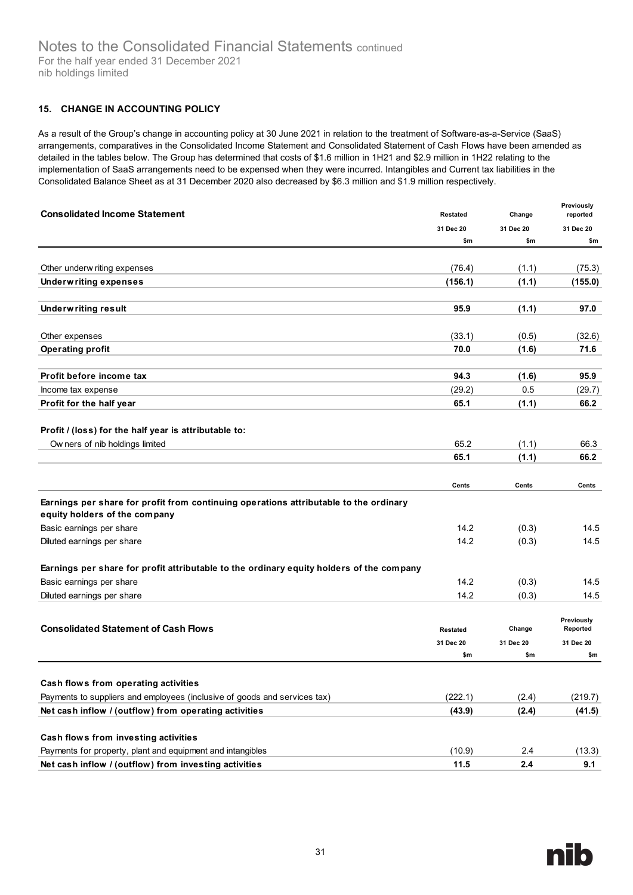## 15. CHANGE IN ACCOUNTING POLICY

As a result of the Group's change in accounting policy at 30 June 2021 in relation to the treatment of Software-as-a-Service (SaaS) arrangements, comparatives in the Consolidated Income Statement and Consolidated Statement of Cash Flows have been amended as detailed in the tables below. The Group has determined that costs of $1.6 million in 1H21 and $2.9 million in 1H22 relating to the implementation of SaaS arrangements need to be expensed when they were incurred. Intangibles and Current tax liabilities in the Consolidated Balance Sheet as at 31 December 2020 also decreased by $6.3 million and $1.9 million respectively.

| Consolidated Income Statement | Restated | Change | Previously reported |
|---|---|---|---|
| | 31 Dec 20 | 31 Dec 20 | 31 Dec 20 |
| | $m | $m | $m |
| Other underwriting expenses | (76.4) | (1.1) | (75.3) |
| **Underwriting expenses** | **(156.1)** | **(1.1)** | **(155.0)** |
| **Underwriting result** | **95.9** | **(1.1)** | **97.0** |
| Other expenses | (33.1) | (0.5) | (32.6) |
| **Operating profit** | **70.0** | **(1.6)** | **71.6** |
| **Profit before income tax** | **94.3** | **(1.6)** | **95.9** |
| Income tax expense | (29.2) | 0.5 | (29.7) |
| **Profit for the half year** | **65.1** | **(1.1)** | **66.2** |
| **Profit / (loss) for the half year is attributable to:** | | | |
| Owners of nib holdings limited | 65.2 | (1.1) | 66.3 |
| | **65.1** | **(1.1)** | **66.2** |
| | Cents | Cents | Cents |
| **Earnings per share for profit from continuing operations attributable to the ordinary equity holders of the company** | | | |
| Basic earnings per share | 14.2 | (0.3) | 14.5 |
| Diluted earnings per share | 14.2 | (0.3) | 14.5 |
| **Earnings per share for profit attributable to the ordinary equity holders of the company** | | | |
| Basic earnings per share | 14.2 | (0.3) | 14.5 |
| Diluted earnings per share | 14.2 | (0.3) | 14.5 |

| Consolidated Statement of Cash Flows | Restated | Change | Previously Reported |
|---|---|---|---|
| | 31 Dec 20 | 31 Dec 20 | 31 Dec 20 |
| | $m | $m | $m |
| **Cash flows from operating activities** | | | |
| Payments to suppliers and employees (inclusive of goods and services tax) | (222.1) | (2.4) | (219.7) |
| **Net cash inflow / (outflow) from operating activities** | **(43.9)** | **(2.4)** | **(41.5)** |
| **Cash flows from investing activities** | | | |
| Payments for property, plant and equipment and intangibles | (10.9) | 2.4 | (13.3) |
| **Net cash inflow / (outflow) from investing activities** | **11.5** | **2.4** | **9.1** |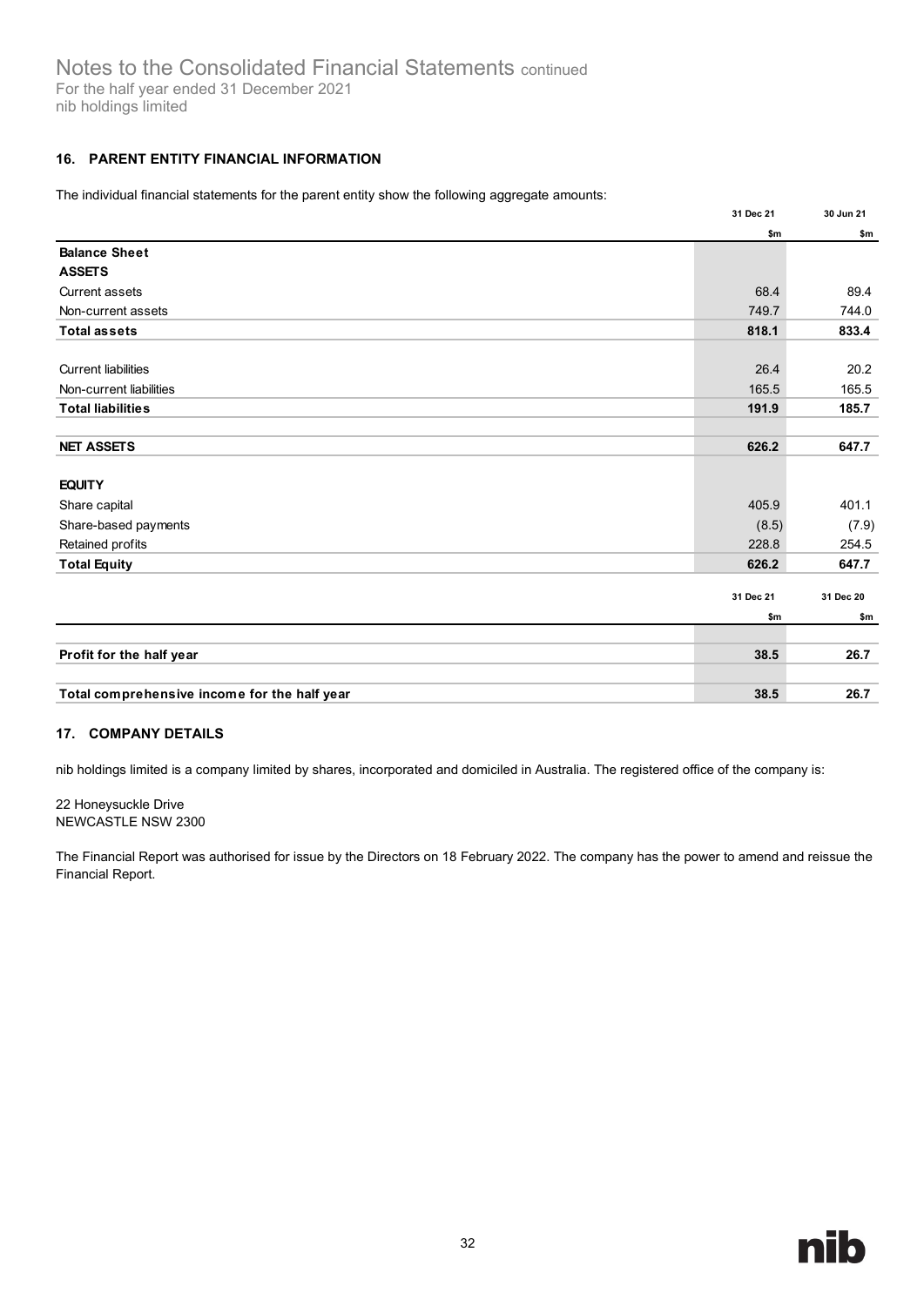## 16. PARENT ENTITY FINANCIAL INFORMATION

The individual financial statements for the parent entity show the following aggregate amounts:

| | 31 Dec 21 | 30 Jun 21 |
|---|---|---|
| | $m | $m |
| **Balance Sheet** | | |
| **ASSETS** | | |
| Current assets | 68.4 | 89.4 |
| Non-current assets | 749.7 | 744.0 |
| **Total assets** | **818.1** | **833.4** |
| | | |
| Current liabilities | 26.4 | 20.2 |
| Non-current liabilities | 165.5 | 165.5 |
| **Total liabilities** | **191.9** | **185.7** |
| | | |
| **NET ASSETS** | **626.2** | **647.7** |
| | | |
| **EQUITY** | | |
| Share capital | 405.9 | 401.1 |
| Share-based payments | (8.5) | (7.9) |
| Retained profits | 228.8 | 254.5 |
| **Total Equity** | **626.2** | **647.7** |

| | 31 Dec 21 | 31 Dec 20 |
|---|---|---|
| | $m | $m |
| **Profit for the half year** | **38.5** | **26.7** |
| **Total comprehensive income for the half year** | **38.5** | **26.7** |

## 17. COMPANY DETAILS

nib holdings limited is a company limited by shares, incorporated and domiciled in Australia. The registered office of the company is:

22 Honeysuckle Drive
NEWCASTLE NSW 2300

The Financial Report was authorised for issue by the Directors on 18 February 2022. The company has the power to amend and reissue the Financial Report.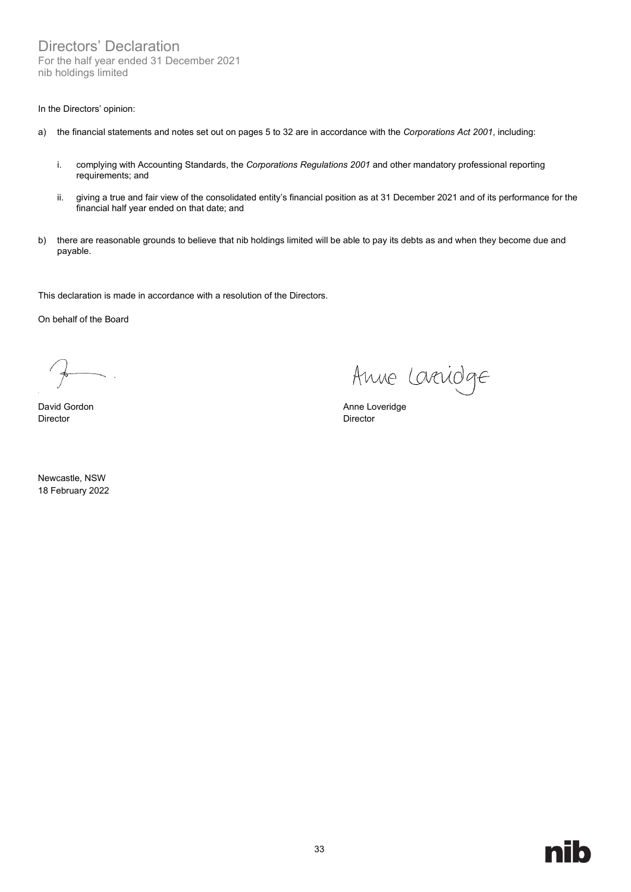# Directors' Declaration

For the half year ended 31 December 2021
nib holdings limited

In the Directors' opinion:

a) the financial statements and notes set out on pages 5 to 32 are in accordance with the *Corporations Act 2001*, including:

   i. complying with Accounting Standards, the *Corporations Regulations 2001* and other mandatory professional reporting requirements; and

   ii. giving a true and fair view of the consolidated entity's financial position as at 31 December 2021 and of its performance for the financial half year ended on that date; and

b) there are reasonable grounds to believe that nib holdings limited will be able to pay its debts as and when they become due and payable.

This declaration is made in accordance with a resolution of the Directors.

On behalf of the Board

David Gordon
Director

Anne Loveridge
Director

Newcastle, NSW
18 February 2022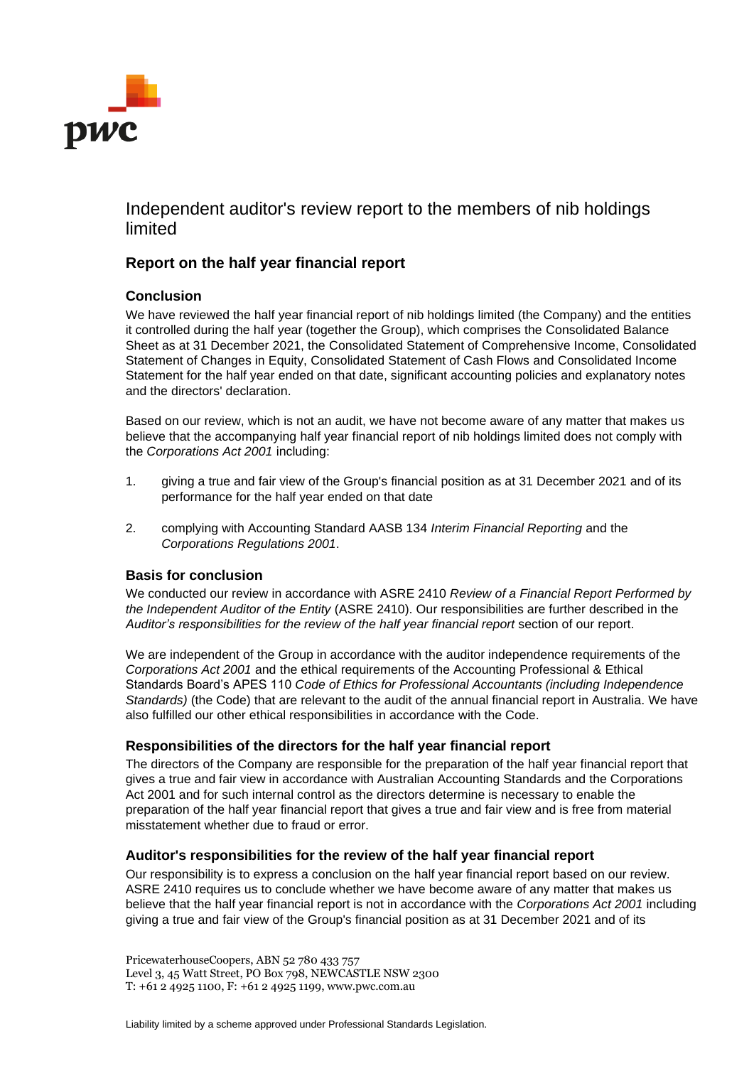# Independent auditor's review report to the members of nib holdings limited

## Report on the half year financial report

### Conclusion

We have reviewed the half year financial report of nib holdings limited (the Company) and the entities it controlled during the half year (together the Group), which comprises the Consolidated Balance Sheet as at 31 December 2021, the Consolidated Statement of Comprehensive Income, Consolidated Statement of Changes in Equity, Consolidated Statement of Cash Flows and Consolidated Income Statement for the half year ended on that date, significant accounting policies and explanatory notes and the directors' declaration.

Based on our review, which is not an audit, we have not become aware of any matter that makes us believe that the accompanying half year financial report of nib holdings limited does not comply with the *Corporations Act 2001* including:

1. giving a true and fair view of the Group's financial position as at 31 December 2021 and of its performance for the half year ended on that date
2. complying with Accounting Standard AASB 134 *Interim Financial Reporting* and the *Corporations Regulations 2001*.

### Basis for conclusion

We conducted our review in accordance with ASRE 2410 *Review of a Financial Report Performed by the Independent Auditor of the Entity* (ASRE 2410). Our responsibilities are further described in the *Auditor's responsibilities for the review of the half year financial report* section of our report.

We are independent of the Group in accordance with the auditor independence requirements of the *Corporations Act 2001* and the ethical requirements of the Accounting Professional & Ethical Standards Board's APES 110 *Code of Ethics for Professional Accountants (including Independence Standards)* (the Code) that are relevant to the audit of the annual financial report in Australia. We have also fulfilled our other ethical responsibilities in accordance with the Code.

### Responsibilities of the directors for the half year financial report

The directors of the Company are responsible for the preparation of the half year financial report that gives a true and fair view in accordance with Australian Accounting Standards and the Corporations Act 2001 and for such internal control as the directors determine is necessary to enable the preparation of the half year financial report that gives a true and fair view and is free from material misstatement whether due to fraud or error.

### Auditor's responsibilities for the review of the half year financial report

Our responsibility is to express a conclusion on the half year financial report based on our review. ASRE 2410 requires us to conclude whether we have become aware of any matter that makes us believe that the half year financial report is not in accordance with the *Corporations Act 2001* including giving a true and fair view of the Group's financial position as at 31 December 2021 and of its

PricewaterhouseCoopers, ABN 52 780 433 757
Level 3, 45 Watt Street, PO Box 798, NEWCASTLE NSW 2300
T: +61 2 4925 1100, F: +61 2 4925 1199, www.pwc.com.au

Liability limited by a scheme approved under Professional Standards Legislation.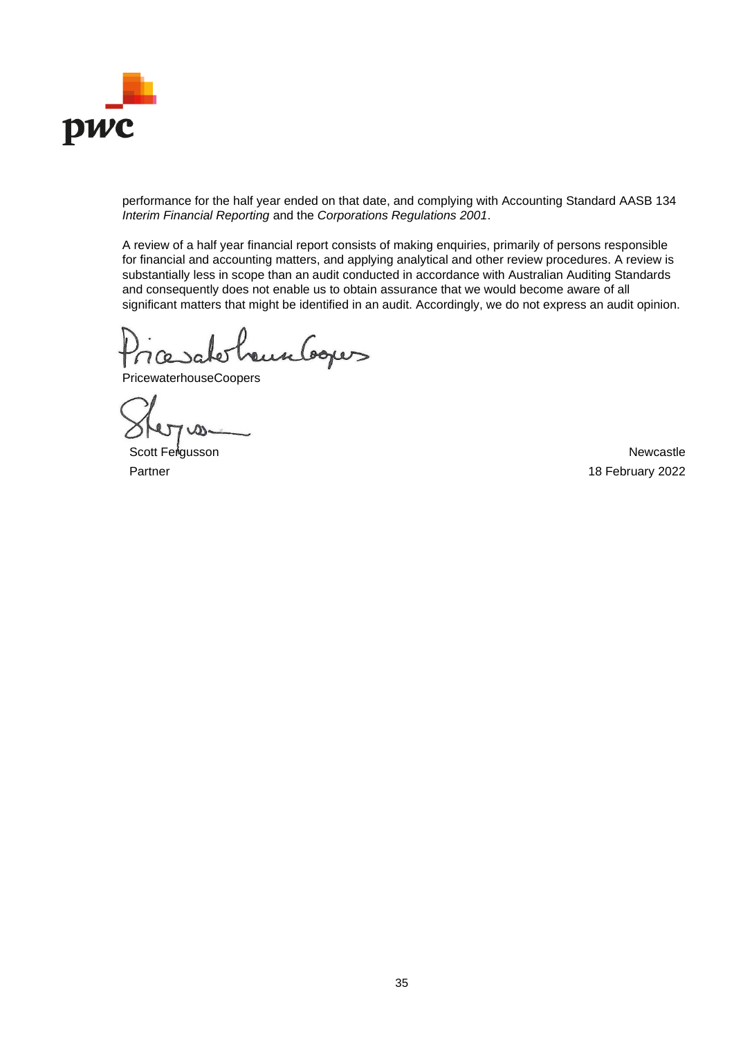performance for the half year ended on that date, and complying with Accounting Standard AASB 134 *Interim Financial Reporting* and the *Corporations Regulations 2001*.

A review of a half year financial report consists of making enquiries, primarily of persons responsible for financial and accounting matters, and applying analytical and other review procedures. A review is substantially less in scope than an audit conducted in accordance with Australian Auditing Standards and consequently does not enable us to obtain assurance that we would become aware of all significant matters that might be identified in an audit. Accordingly, we do not express an audit opinion.

PricewaterhouseCoopers

Scott Fergusson
Partner

Newcastle
18 February 2022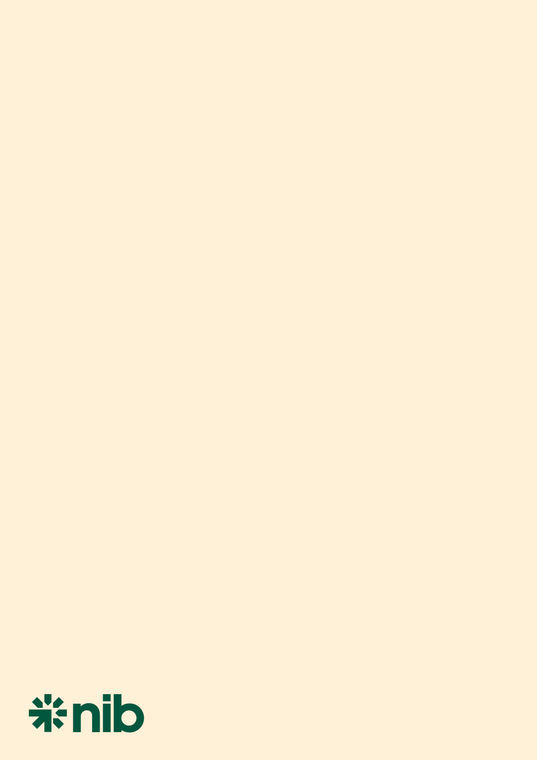nib